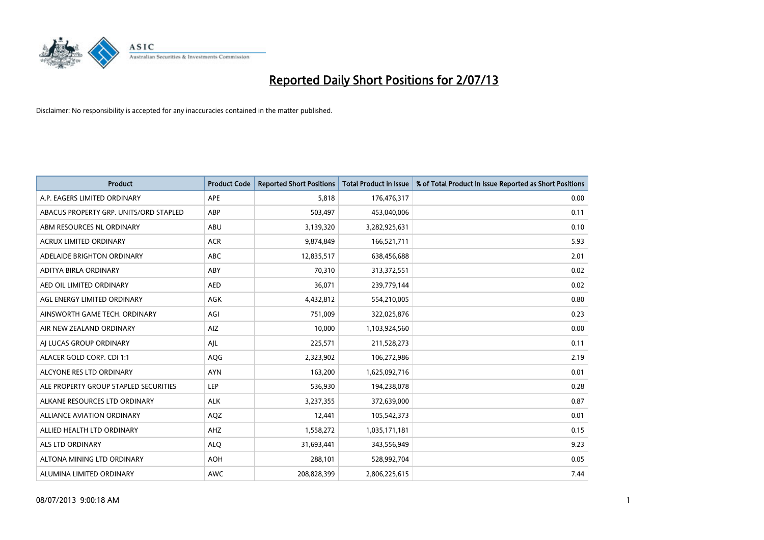# Reported Daily Short Positions for 2/07/13

Disclaimer: No responsibility is accepted for any inaccuracies contained in the matter published.

| Product | Product Code | Reported Short Positions | Total Product in Issue | % of Total Product in Issue Reported as Short Positions |
|---|---|---|---|---|
| A.P. EAGERS LIMITED ORDINARY | APE | 5,818 | 176,476,317 | 0.00 |
| ABACUS PROPERTY GRP. UNITS/ORD STAPLED | ABP | 503,497 | 453,040,006 | 0.11 |
| ABM RESOURCES NL ORDINARY | ABU | 3,139,320 | 3,282,925,631 | 0.10 |
| ACRUX LIMITED ORDINARY | ACR | 9,874,849 | 166,521,711 | 5.93 |
| ADELAIDE BRIGHTON ORDINARY | ABC | 12,835,517 | 638,456,688 | 2.01 |
| ADITYA BIRLA ORDINARY | ABY | 70,310 | 313,372,551 | 0.02 |
| AED OIL LIMITED ORDINARY | AED | 36,071 | 239,779,144 | 0.02 |
| AGL ENERGY LIMITED ORDINARY | AGK | 4,432,812 | 554,210,005 | 0.80 |
| AINSWORTH GAME TECH. ORDINARY | AGI | 751,009 | 322,025,876 | 0.23 |
| AIR NEW ZEALAND ORDINARY | AIZ | 10,000 | 1,103,924,560 | 0.00 |
| AJ LUCAS GROUP ORDINARY | AJL | 225,571 | 211,528,273 | 0.11 |
| ALACER GOLD CORP. CDI 1:1 | AQG | 2,323,902 | 106,272,986 | 2.19 |
| ALCYONE RES LTD ORDINARY | AYN | 163,200 | 1,625,092,716 | 0.01 |
| ALE PROPERTY GROUP STAPLED SECURITIES | LEP | 536,930 | 194,238,078 | 0.28 |
| ALKANE RESOURCES LTD ORDINARY | ALK | 3,237,355 | 372,639,000 | 0.87 |
| ALLIANCE AVIATION ORDINARY | AQZ | 12,441 | 105,542,373 | 0.01 |
| ALLIED HEALTH LTD ORDINARY | AHZ | 1,558,272 | 1,035,171,181 | 0.15 |
| ALS LTD ORDINARY | ALQ | 31,693,441 | 343,556,949 | 9.23 |
| ALTONA MINING LTD ORDINARY | AOH | 288,101 | 528,992,704 | 0.05 |
| ALUMINA LIMITED ORDINARY | AWC | 208,828,399 | 2,806,225,615 | 7.44 |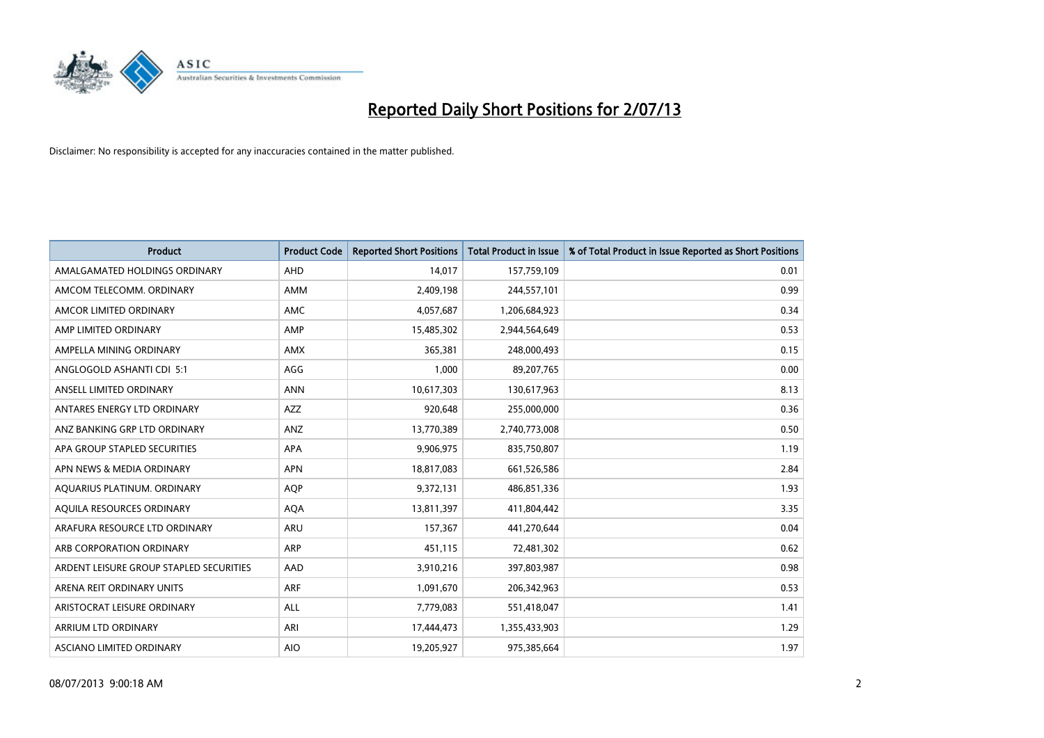# Reported Daily Short Positions for 2/07/13

Disclaimer: No responsibility is accepted for any inaccuracies contained in the matter published.

| Product | Product Code | Reported Short Positions | Total Product in Issue | % of Total Product in Issue Reported as Short Positions |
|---|---|---|---|---|
| AMALGAMATED HOLDINGS ORDINARY | AHD | 14,017 | 157,759,109 | 0.01 |
| AMCOM TELECOMM. ORDINARY | AMM | 2,409,198 | 244,557,101 | 0.99 |
| AMCOR LIMITED ORDINARY | AMC | 4,057,687 | 1,206,684,923 | 0.34 |
| AMP LIMITED ORDINARY | AMP | 15,485,302 | 2,944,564,649 | 0.53 |
| AMPELLA MINING ORDINARY | AMX | 365,381 | 248,000,493 | 0.15 |
| ANGLOGOLD ASHANTI CDI 5:1 | AGG | 1,000 | 89,207,765 | 0.00 |
| ANSELL LIMITED ORDINARY | ANN | 10,617,303 | 130,617,963 | 8.13 |
| ANTARES ENERGY LTD ORDINARY | AZZ | 920,648 | 255,000,000 | 0.36 |
| ANZ BANKING GRP LTD ORDINARY | ANZ | 13,770,389 | 2,740,773,008 | 0.50 |
| APA GROUP STAPLED SECURITIES | APA | 9,906,975 | 835,750,807 | 1.19 |
| APN NEWS & MEDIA ORDINARY | APN | 18,817,083 | 661,526,586 | 2.84 |
| AQUARIUS PLATINUM. ORDINARY | AQP | 9,372,131 | 486,851,336 | 1.93 |
| AQUILA RESOURCES ORDINARY | AQA | 13,811,397 | 411,804,442 | 3.35 |
| ARAFURA RESOURCE LTD ORDINARY | ARU | 157,367 | 441,270,644 | 0.04 |
| ARB CORPORATION ORDINARY | ARP | 451,115 | 72,481,302 | 0.62 |
| ARDENT LEISURE GROUP STAPLED SECURITIES | AAD | 3,910,216 | 397,803,987 | 0.98 |
| ARENA REIT ORDINARY UNITS | ARF | 1,091,670 | 206,342,963 | 0.53 |
| ARISTOCRAT LEISURE ORDINARY | ALL | 7,779,083 | 551,418,047 | 1.41 |
| ARRIUM LTD ORDINARY | ARI | 17,444,473 | 1,355,433,903 | 1.29 |
| ASCIANO LIMITED ORDINARY | AIO | 19,205,927 | 975,385,664 | 1.97 |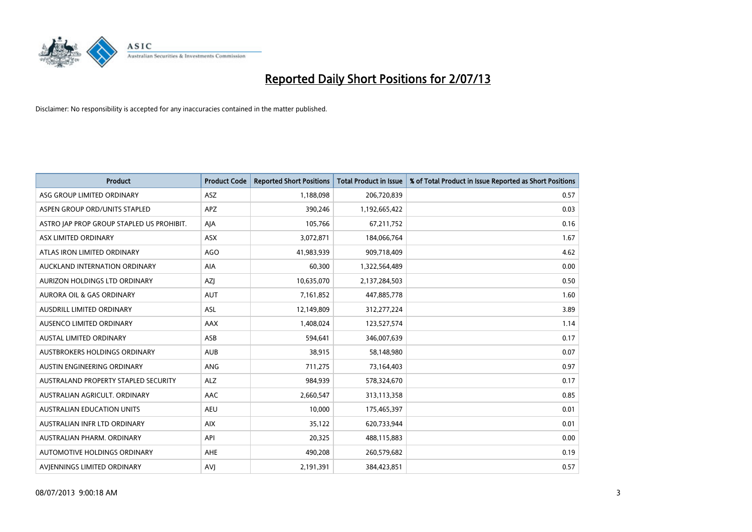# Reported Daily Short Positions for 2/07/13

Disclaimer: No responsibility is accepted for any inaccuracies contained in the matter published.

| Product | Product Code | Reported Short Positions | Total Product in Issue | % of Total Product in Issue Reported as Short Positions |
|---|---|---|---|---|
| ASG GROUP LIMITED ORDINARY | ASZ | 1,188,098 | 206,720,839 | 0.57 |
| ASPEN GROUP ORD/UNITS STAPLED | APZ | 390,246 | 1,192,665,422 | 0.03 |
| ASTRO JAP PROP GROUP STAPLED US PROHIBIT. | AJA | 105,766 | 67,211,752 | 0.16 |
| ASX LIMITED ORDINARY | ASX | 3,072,871 | 184,066,764 | 1.67 |
| ATLAS IRON LIMITED ORDINARY | AGO | 41,983,939 | 909,718,409 | 4.62 |
| AUCKLAND INTERNATION ORDINARY | AIA | 60,300 | 1,322,564,489 | 0.00 |
| AURIZON HOLDINGS LTD ORDINARY | AZJ | 10,635,070 | 2,137,284,503 | 0.50 |
| AURORA OIL & GAS ORDINARY | AUT | 7,161,852 | 447,885,778 | 1.60 |
| AUSDRILL LIMITED ORDINARY | ASL | 12,149,809 | 312,277,224 | 3.89 |
| AUSENCO LIMITED ORDINARY | AAX | 1,408,024 | 123,527,574 | 1.14 |
| AUSTAL LIMITED ORDINARY | ASB | 594,641 | 346,007,639 | 0.17 |
| AUSTBROKERS HOLDINGS ORDINARY | AUB | 38,915 | 58,148,980 | 0.07 |
| AUSTIN ENGINEERING ORDINARY | ANG | 711,275 | 73,164,403 | 0.97 |
| AUSTRALAND PROPERTY STAPLED SECURITY | ALZ | 984,939 | 578,324,670 | 0.17 |
| AUSTRALIAN AGRICULT. ORDINARY | AAC | 2,660,547 | 313,113,358 | 0.85 |
| AUSTRALIAN EDUCATION UNITS | AEU | 10,000 | 175,465,397 | 0.01 |
| AUSTRALIAN INFR LTD ORDINARY | AIX | 35,122 | 620,733,944 | 0.01 |
| AUSTRALIAN PHARM. ORDINARY | API | 20,325 | 488,115,883 | 0.00 |
| AUTOMOTIVE HOLDINGS ORDINARY | AHE | 490,208 | 260,579,682 | 0.19 |
| AVJENNINGS LIMITED ORDINARY | AVJ | 2,191,391 | 384,423,851 | 0.57 |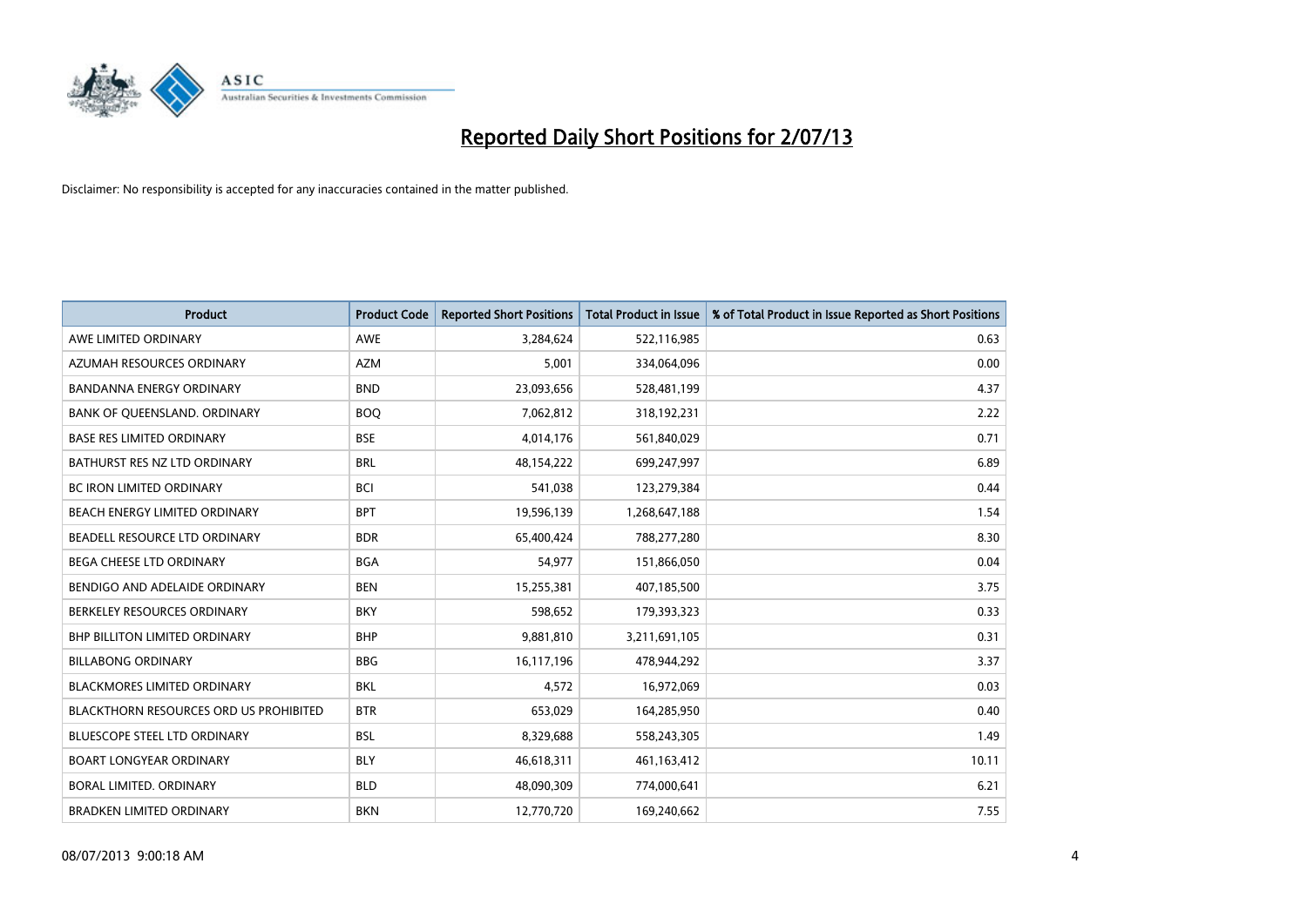# Reported Daily Short Positions for 2/07/13

Disclaimer: No responsibility is accepted for any inaccuracies contained in the matter published.

| Product | Product Code | Reported Short Positions | Total Product in Issue | % of Total Product in Issue Reported as Short Positions |
|---|---|---|---|---|
| AWE LIMITED ORDINARY | AWE | 3,284,624 | 522,116,985 | 0.63 |
| AZUMAH RESOURCES ORDINARY | AZM | 5,001 | 334,064,096 | 0.00 |
| BANDANNA ENERGY ORDINARY | BND | 23,093,656 | 528,481,199 | 4.37 |
| BANK OF QUEENSLAND. ORDINARY | BOQ | 7,062,812 | 318,192,231 | 2.22 |
| BASE RES LIMITED ORDINARY | BSE | 4,014,176 | 561,840,029 | 0.71 |
| BATHURST RES NZ LTD ORDINARY | BRL | 48,154,222 | 699,247,997 | 6.89 |
| BC IRON LIMITED ORDINARY | BCI | 541,038 | 123,279,384 | 0.44 |
| BEACH ENERGY LIMITED ORDINARY | BPT | 19,596,139 | 1,268,647,188 | 1.54 |
| BEADELL RESOURCE LTD ORDINARY | BDR | 65,400,424 | 788,277,280 | 8.30 |
| BEGA CHEESE LTD ORDINARY | BGA | 54,977 | 151,866,050 | 0.04 |
| BENDIGO AND ADELAIDE ORDINARY | BEN | 15,255,381 | 407,185,500 | 3.75 |
| BERKELEY RESOURCES ORDINARY | BKY | 598,652 | 179,393,323 | 0.33 |
| BHP BILLITON LIMITED ORDINARY | BHP | 9,881,810 | 3,211,691,105 | 0.31 |
| BILLABONG ORDINARY | BBG | 16,117,196 | 478,944,292 | 3.37 |
| BLACKMORES LIMITED ORDINARY | BKL | 4,572 | 16,972,069 | 0.03 |
| BLACKTHORN RESOURCES ORD US PROHIBITED | BTR | 653,029 | 164,285,950 | 0.40 |
| BLUESCOPE STEEL LTD ORDINARY | BSL | 8,329,688 | 558,243,305 | 1.49 |
| BOART LONGYEAR ORDINARY | BLY | 46,618,311 | 461,163,412 | 10.11 |
| BORAL LIMITED. ORDINARY | BLD | 48,090,309 | 774,000,641 | 6.21 |
| BRADKEN LIMITED ORDINARY | BKN | 12,770,720 | 169,240,662 | 7.55 |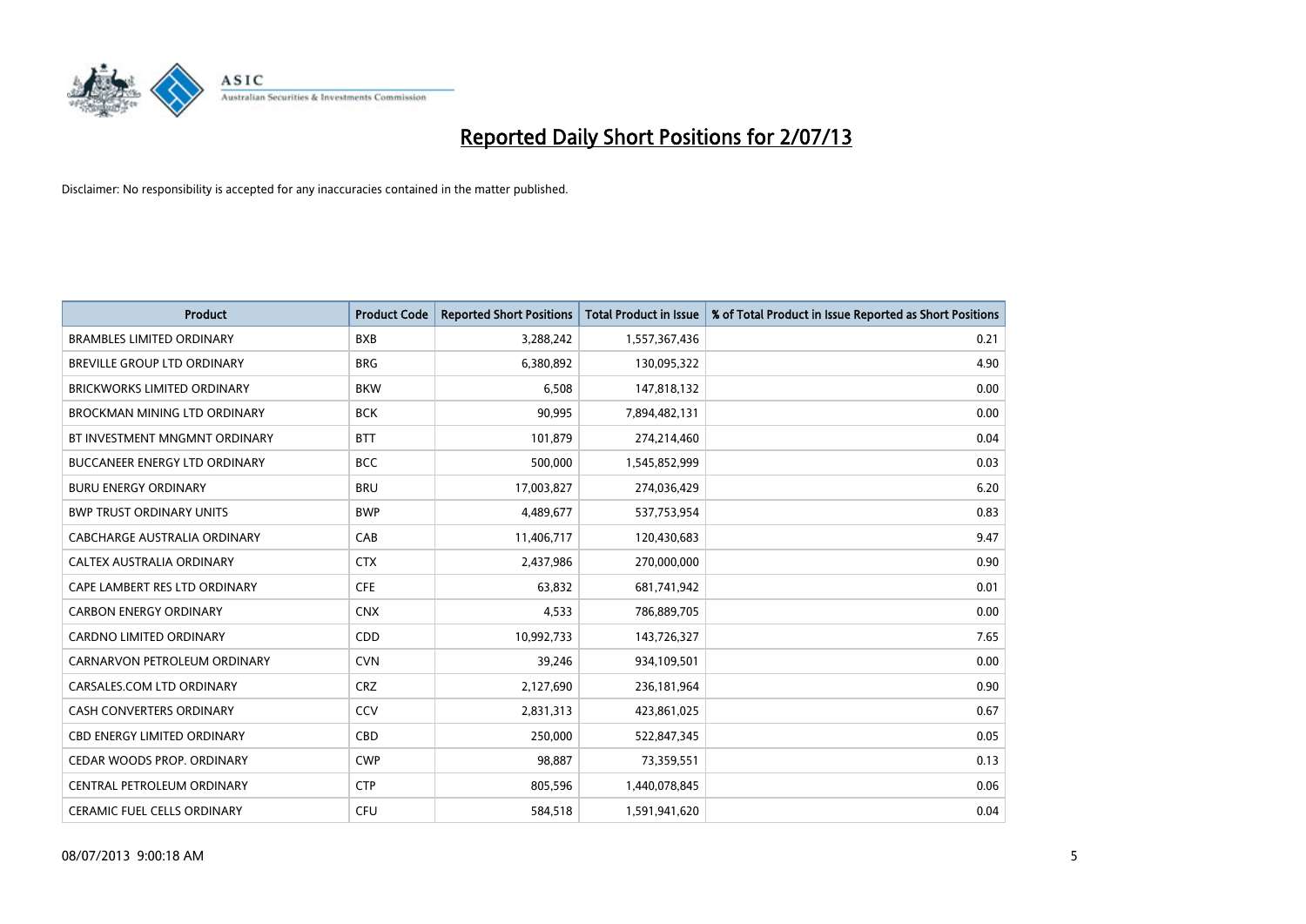# Reported Daily Short Positions for 2/07/13

Disclaimer: No responsibility is accepted for any inaccuracies contained in the matter published.

| Product | Product Code | Reported Short Positions | Total Product in Issue | % of Total Product in Issue Reported as Short Positions |
|---|---|---|---|---|
| BRAMBLES LIMITED ORDINARY | BXB | 3,288,242 | 1,557,367,436 | 0.21 |
| BREVILLE GROUP LTD ORDINARY | BRG | 6,380,892 | 130,095,322 | 4.90 |
| BRICKWORKS LIMITED ORDINARY | BKW | 6,508 | 147,818,132 | 0.00 |
| BROCKMAN MINING LTD ORDINARY | BCK | 90,995 | 7,894,482,131 | 0.00 |
| BT INVESTMENT MNGMNT ORDINARY | BTT | 101,879 | 274,214,460 | 0.04 |
| BUCCANEER ENERGY LTD ORDINARY | BCC | 500,000 | 1,545,852,999 | 0.03 |
| BURU ENERGY ORDINARY | BRU | 17,003,827 | 274,036,429 | 6.20 |
| BWP TRUST ORDINARY UNITS | BWP | 4,489,677 | 537,753,954 | 0.83 |
| CABCHARGE AUSTRALIA ORDINARY | CAB | 11,406,717 | 120,430,683 | 9.47 |
| CALTEX AUSTRALIA ORDINARY | CTX | 2,437,986 | 270,000,000 | 0.90 |
| CAPE LAMBERT RES LTD ORDINARY | CFE | 63,832 | 681,741,942 | 0.01 |
| CARBON ENERGY ORDINARY | CNX | 4,533 | 786,889,705 | 0.00 |
| CARDNO LIMITED ORDINARY | CDD | 10,992,733 | 143,726,327 | 7.65 |
| CARNARVON PETROLEUM ORDINARY | CVN | 39,246 | 934,109,501 | 0.00 |
| CARSALES.COM LTD ORDINARY | CRZ | 2,127,690 | 236,181,964 | 0.90 |
| CASH CONVERTERS ORDINARY | CCV | 2,831,313 | 423,861,025 | 0.67 |
| CBD ENERGY LIMITED ORDINARY | CBD | 250,000 | 522,847,345 | 0.05 |
| CEDAR WOODS PROP. ORDINARY | CWP | 98,887 | 73,359,551 | 0.13 |
| CENTRAL PETROLEUM ORDINARY | CTP | 805,596 | 1,440,078,845 | 0.06 |
| CERAMIC FUEL CELLS ORDINARY | CFU | 584,518 | 1,591,941,620 | 0.04 |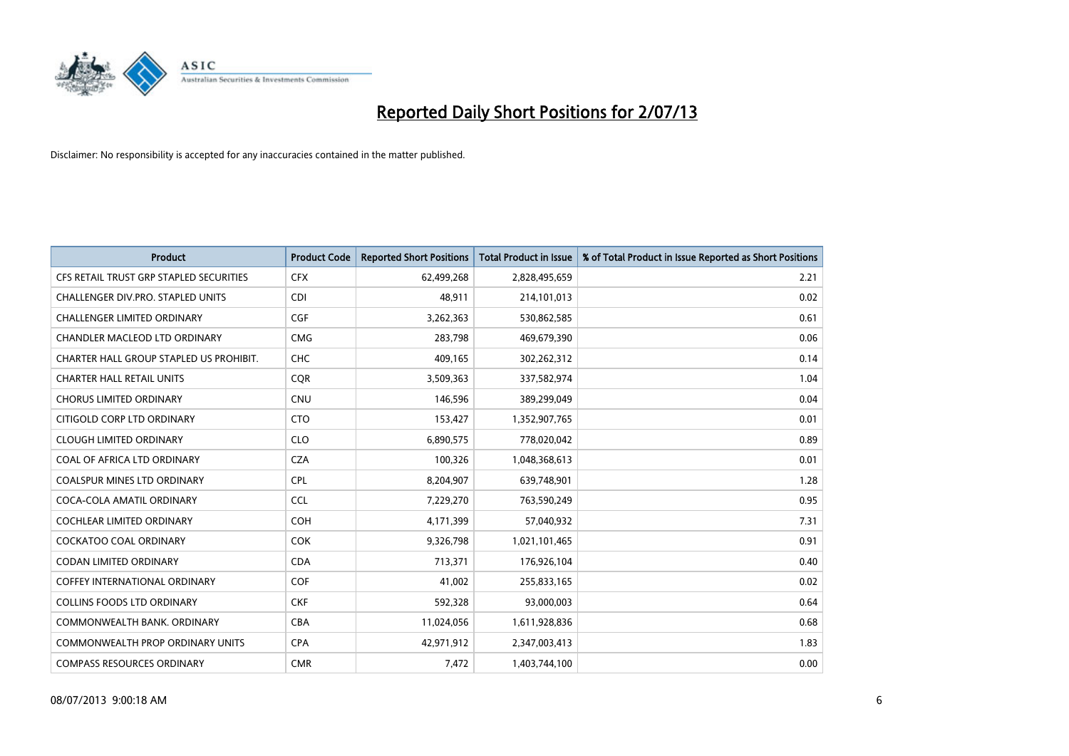# Reported Daily Short Positions for 2/07/13

Disclaimer: No responsibility is accepted for any inaccuracies contained in the matter published.

| Product | Product Code | Reported Short Positions | Total Product in Issue | % of Total Product in Issue Reported as Short Positions |
|---|---|---|---|---|
| CFS RETAIL TRUST GRP STAPLED SECURITIES | CFX | 62,499,268 | 2,828,495,659 | 2.21 |
| CHALLENGER DIV.PRO. STAPLED UNITS | CDI | 48,911 | 214,101,013 | 0.02 |
| CHALLENGER LIMITED ORDINARY | CGF | 3,262,363 | 530,862,585 | 0.61 |
| CHANDLER MACLEOD LTD ORDINARY | CMG | 283,798 | 469,679,390 | 0.06 |
| CHARTER HALL GROUP STAPLED US PROHIBIT. | CHC | 409,165 | 302,262,312 | 0.14 |
| CHARTER HALL RETAIL UNITS | CQR | 3,509,363 | 337,582,974 | 1.04 |
| CHORUS LIMITED ORDINARY | CNU | 146,596 | 389,299,049 | 0.04 |
| CITIGOLD CORP LTD ORDINARY | CTO | 153,427 | 1,352,907,765 | 0.01 |
| CLOUGH LIMITED ORDINARY | CLO | 6,890,575 | 778,020,042 | 0.89 |
| COAL OF AFRICA LTD ORDINARY | CZA | 100,326 | 1,048,368,613 | 0.01 |
| COALSPUR MINES LTD ORDINARY | CPL | 8,204,907 | 639,748,901 | 1.28 |
| COCA-COLA AMATIL ORDINARY | CCL | 7,229,270 | 763,590,249 | 0.95 |
| COCHLEAR LIMITED ORDINARY | COH | 4,171,399 | 57,040,932 | 7.31 |
| COCKATOO COAL ORDINARY | COK | 9,326,798 | 1,021,101,465 | 0.91 |
| CODAN LIMITED ORDINARY | CDA | 713,371 | 176,926,104 | 0.40 |
| COFFEY INTERNATIONAL ORDINARY | COF | 41,002 | 255,833,165 | 0.02 |
| COLLINS FOODS LTD ORDINARY | CKF | 592,328 | 93,000,003 | 0.64 |
| COMMONWEALTH BANK. ORDINARY | CBA | 11,024,056 | 1,611,928,836 | 0.68 |
| COMMONWEALTH PROP ORDINARY UNITS | CPA | 42,971,912 | 2,347,003,413 | 1.83 |
| COMPASS RESOURCES ORDINARY | CMR | 7,472 | 1,403,744,100 | 0.00 |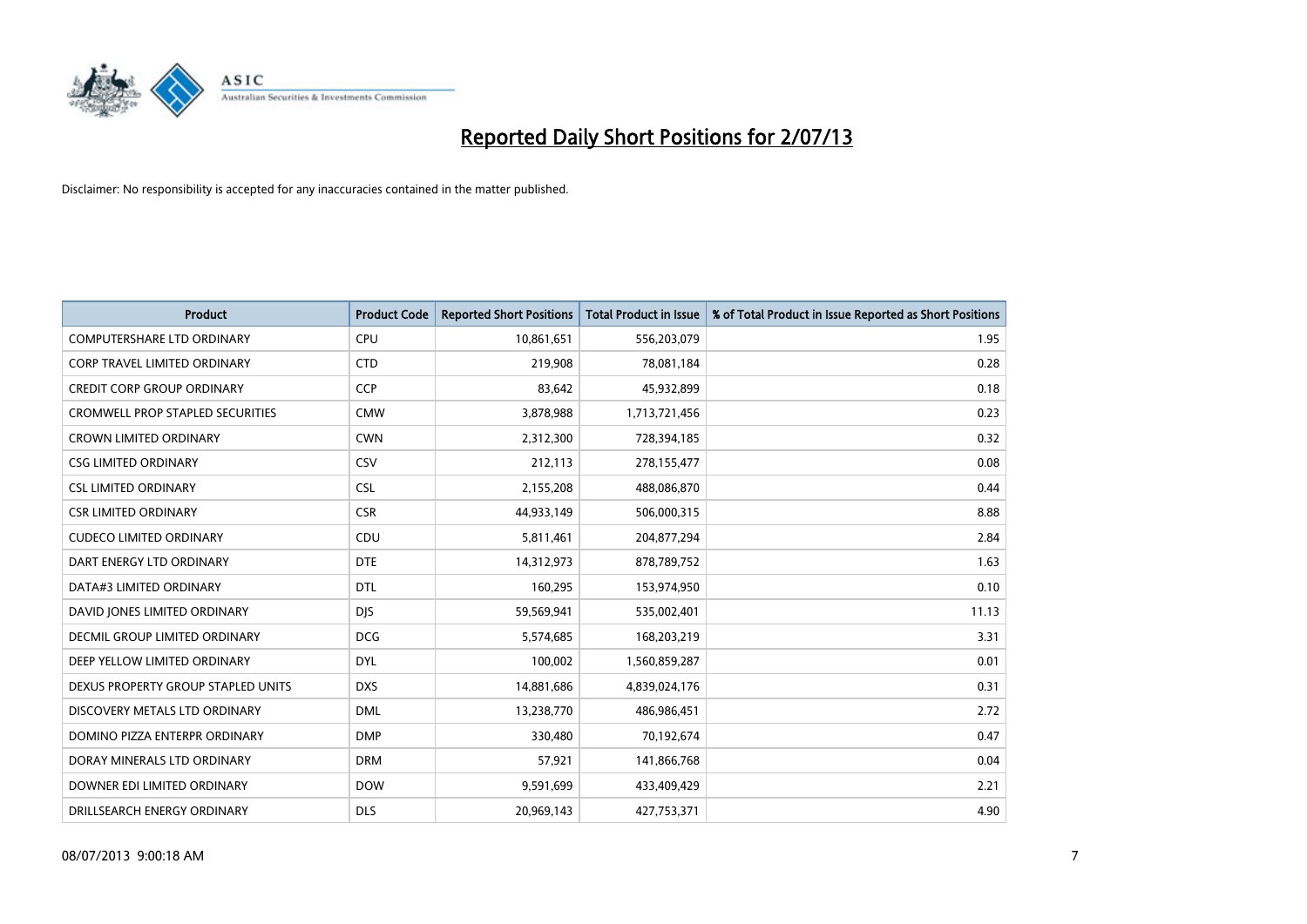# Reported Daily Short Positions for 2/07/13

Disclaimer: No responsibility is accepted for any inaccuracies contained in the matter published.

| Product | Product Code | Reported Short Positions | Total Product in Issue | % of Total Product in Issue Reported as Short Positions |
|---|---|---|---|---|
| COMPUTERSHARE LTD ORDINARY | CPU | 10,861,651 | 556,203,079 | 1.95 |
| CORP TRAVEL LIMITED ORDINARY | CTD | 219,908 | 78,081,184 | 0.28 |
| CREDIT CORP GROUP ORDINARY | CCP | 83,642 | 45,932,899 | 0.18 |
| CROMWELL PROP STAPLED SECURITIES | CMW | 3,878,988 | 1,713,721,456 | 0.23 |
| CROWN LIMITED ORDINARY | CWN | 2,312,300 | 728,394,185 | 0.32 |
| CSG LIMITED ORDINARY | CSV | 212,113 | 278,155,477 | 0.08 |
| CSL LIMITED ORDINARY | CSL | 2,155,208 | 488,086,870 | 0.44 |
| CSR LIMITED ORDINARY | CSR | 44,933,149 | 506,000,315 | 8.88 |
| CUDECO LIMITED ORDINARY | CDU | 5,811,461 | 204,877,294 | 2.84 |
| DART ENERGY LTD ORDINARY | DTE | 14,312,973 | 878,789,752 | 1.63 |
| DATA#3 LIMITED ORDINARY | DTL | 160,295 | 153,974,950 | 0.10 |
| DAVID JONES LIMITED ORDINARY | DJS | 59,569,941 | 535,002,401 | 11.13 |
| DECMIL GROUP LIMITED ORDINARY | DCG | 5,574,685 | 168,203,219 | 3.31 |
| DEEP YELLOW LIMITED ORDINARY | DYL | 100,002 | 1,560,859,287 | 0.01 |
| DEXUS PROPERTY GROUP STAPLED UNITS | DXS | 14,881,686 | 4,839,024,176 | 0.31 |
| DISCOVERY METALS LTD ORDINARY | DML | 13,238,770 | 486,986,451 | 2.72 |
| DOMINO PIZZA ENTERPR ORDINARY | DMP | 330,480 | 70,192,674 | 0.47 |
| DORAY MINERALS LTD ORDINARY | DRM | 57,921 | 141,866,768 | 0.04 |
| DOWNER EDI LIMITED ORDINARY | DOW | 9,591,699 | 433,409,429 | 2.21 |
| DRILLSEARCH ENERGY ORDINARY | DLS | 20,969,143 | 427,753,371 | 4.90 |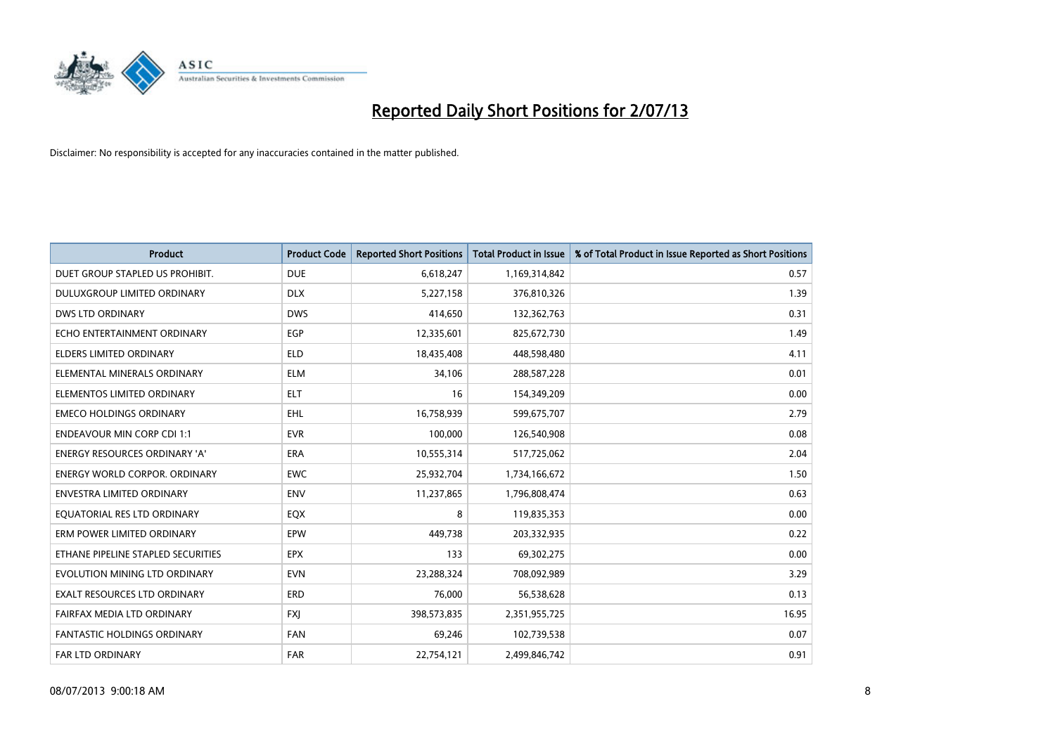# Reported Daily Short Positions for 2/07/13

Disclaimer: No responsibility is accepted for any inaccuracies contained in the matter published.

| Product | Product Code | Reported Short Positions | Total Product in Issue | % of Total Product in Issue Reported as Short Positions |
|---|---|---|---|---|
| DUET GROUP STAPLED US PROHIBIT. | DUE | 6,618,247 | 1,169,314,842 | 0.57 |
| DULUXGROUP LIMITED ORDINARY | DLX | 5,227,158 | 376,810,326 | 1.39 |
| DWS LTD ORDINARY | DWS | 414,650 | 132,362,763 | 0.31 |
| ECHO ENTERTAINMENT ORDINARY | EGP | 12,335,601 | 825,672,730 | 1.49 |
| ELDERS LIMITED ORDINARY | ELD | 18,435,408 | 448,598,480 | 4.11 |
| ELEMENTAL MINERALS ORDINARY | ELM | 34,106 | 288,587,228 | 0.01 |
| ELEMENTOS LIMITED ORDINARY | ELT | 16 | 154,349,209 | 0.00 |
| EMECO HOLDINGS ORDINARY | EHL | 16,758,939 | 599,675,707 | 2.79 |
| ENDEAVOUR MIN CORP CDI 1:1 | EVR | 100,000 | 126,540,908 | 0.08 |
| ENERGY RESOURCES ORDINARY 'A' | ERA | 10,555,314 | 517,725,062 | 2.04 |
| ENERGY WORLD CORPOR. ORDINARY | EWC | 25,932,704 | 1,734,166,672 | 1.50 |
| ENVESTRA LIMITED ORDINARY | ENV | 11,237,865 | 1,796,808,474 | 0.63 |
| EQUATORIAL RES LTD ORDINARY | EQX | 8 | 119,835,353 | 0.00 |
| ERM POWER LIMITED ORDINARY | EPW | 449,738 | 203,332,935 | 0.22 |
| ETHANE PIPELINE STAPLED SECURITIES | EPX | 133 | 69,302,275 | 0.00 |
| EVOLUTION MINING LTD ORDINARY | EVN | 23,288,324 | 708,092,989 | 3.29 |
| EXALT RESOURCES LTD ORDINARY | ERD | 76,000 | 56,538,628 | 0.13 |
| FAIRFAX MEDIA LTD ORDINARY | FXJ | 398,573,835 | 2,351,955,725 | 16.95 |
| FANTASTIC HOLDINGS ORDINARY | FAN | 69,246 | 102,739,538 | 0.07 |
| FAR LTD ORDINARY | FAR | 22,754,121 | 2,499,846,742 | 0.91 |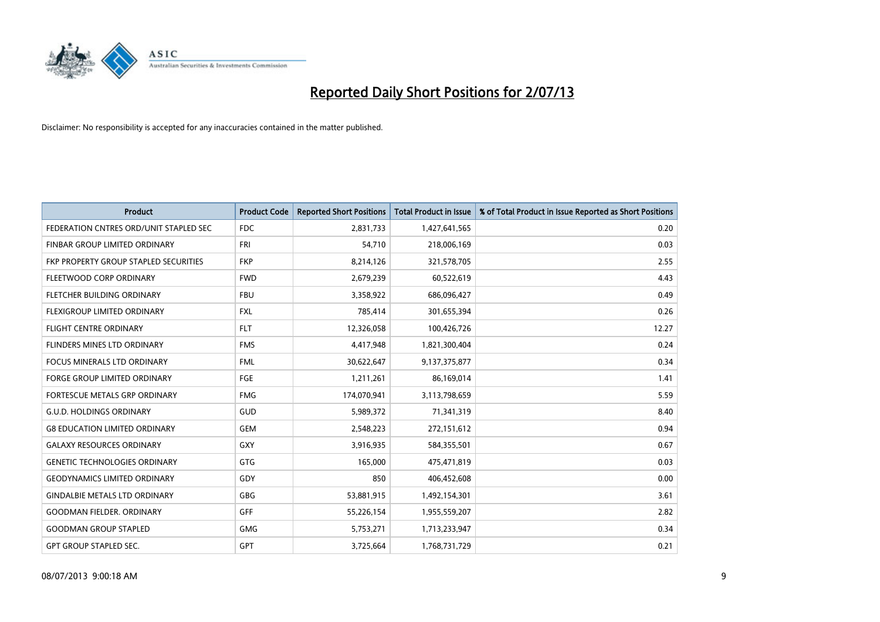# Reported Daily Short Positions for 2/07/13

Disclaimer: No responsibility is accepted for any inaccuracies contained in the matter published.

| Product | Product Code | Reported Short Positions | Total Product in Issue | % of Total Product in Issue Reported as Short Positions |
|---|---|---|---|---|
| FEDERATION CNTRES ORD/UNIT STAPLED SEC | FDC | 2,831,733 | 1,427,641,565 | 0.20 |
| FINBAR GROUP LIMITED ORDINARY | FRI | 54,710 | 218,006,169 | 0.03 |
| FKP PROPERTY GROUP STAPLED SECURITIES | FKP | 8,214,126 | 321,578,705 | 2.55 |
| FLEETWOOD CORP ORDINARY | FWD | 2,679,239 | 60,522,619 | 4.43 |
| FLETCHER BUILDING ORDINARY | FBU | 3,358,922 | 686,096,427 | 0.49 |
| FLEXIGROUP LIMITED ORDINARY | FXL | 785,414 | 301,655,394 | 0.26 |
| FLIGHT CENTRE ORDINARY | FLT | 12,326,058 | 100,426,726 | 12.27 |
| FLINDERS MINES LTD ORDINARY | FMS | 4,417,948 | 1,821,300,404 | 0.24 |
| FOCUS MINERALS LTD ORDINARY | FML | 30,622,647 | 9,137,375,877 | 0.34 |
| FORGE GROUP LIMITED ORDINARY | FGE | 1,211,261 | 86,169,014 | 1.41 |
| FORTESCUE METALS GRP ORDINARY | FMG | 174,070,941 | 3,113,798,659 | 5.59 |
| G.U.D. HOLDINGS ORDINARY | GUD | 5,989,372 | 71,341,319 | 8.40 |
| G8 EDUCATION LIMITED ORDINARY | GEM | 2,548,223 | 272,151,612 | 0.94 |
| GALAXY RESOURCES ORDINARY | GXY | 3,916,935 | 584,355,501 | 0.67 |
| GENETIC TECHNOLOGIES ORDINARY | GTG | 165,000 | 475,471,819 | 0.03 |
| GEODYNAMICS LIMITED ORDINARY | GDY | 850 | 406,452,608 | 0.00 |
| GINDALBIE METALS LTD ORDINARY | GBG | 53,881,915 | 1,492,154,301 | 3.61 |
| GOODMAN FIELDER. ORDINARY | GFF | 55,226,154 | 1,955,559,207 | 2.82 |
| GOODMAN GROUP STAPLED | GMG | 5,753,271 | 1,713,233,947 | 0.34 |
| GPT GROUP STAPLED SEC. | GPT | 3,725,664 | 1,768,731,729 | 0.21 |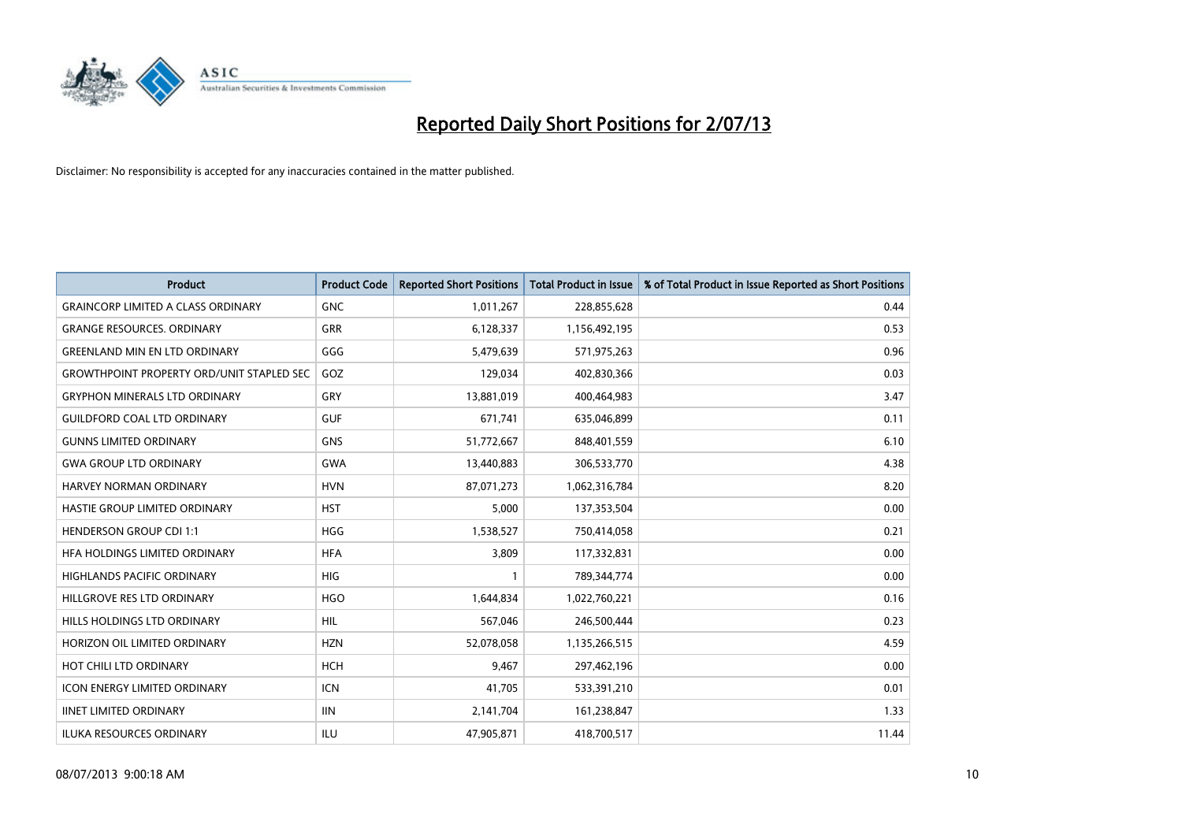# Reported Daily Short Positions for 2/07/13

Disclaimer: No responsibility is accepted for any inaccuracies contained in the matter published.

| Product | Product Code | Reported Short Positions | Total Product in Issue | % of Total Product in Issue Reported as Short Positions |
|---|---|---|---|---|
| GRAINCORP LIMITED A CLASS ORDINARY | GNC | 1,011,267 | 228,855,628 | 0.44 |
| GRANGE RESOURCES. ORDINARY | GRR | 6,128,337 | 1,156,492,195 | 0.53 |
| GREENLAND MIN EN LTD ORDINARY | GGG | 5,479,639 | 571,975,263 | 0.96 |
| GROWTHPOINT PROPERTY ORD/UNIT STAPLED SEC | GOZ | 129,034 | 402,830,366 | 0.03 |
| GRYPHON MINERALS LTD ORDINARY | GRY | 13,881,019 | 400,464,983 | 3.47 |
| GUILDFORD COAL LTD ORDINARY | GUF | 671,741 | 635,046,899 | 0.11 |
| GUNNS LIMITED ORDINARY | GNS | 51,772,667 | 848,401,559 | 6.10 |
| GWA GROUP LTD ORDINARY | GWA | 13,440,883 | 306,533,770 | 4.38 |
| HARVEY NORMAN ORDINARY | HVN | 87,071,273 | 1,062,316,784 | 8.20 |
| HASTIE GROUP LIMITED ORDINARY | HST | 5,000 | 137,353,504 | 0.00 |
| HENDERSON GROUP CDI 1:1 | HGG | 1,538,527 | 750,414,058 | 0.21 |
| HFA HOLDINGS LIMITED ORDINARY | HFA | 3,809 | 117,332,831 | 0.00 |
| HIGHLANDS PACIFIC ORDINARY | HIG | 1 | 789,344,774 | 0.00 |
| HILLGROVE RES LTD ORDINARY | HGO | 1,644,834 | 1,022,760,221 | 0.16 |
| HILLS HOLDINGS LTD ORDINARY | HIL | 567,046 | 246,500,444 | 0.23 |
| HORIZON OIL LIMITED ORDINARY | HZN | 52,078,058 | 1,135,266,515 | 4.59 |
| HOT CHILI LTD ORDINARY | HCH | 9,467 | 297,462,196 | 0.00 |
| ICON ENERGY LIMITED ORDINARY | ICN | 41,705 | 533,391,210 | 0.01 |
| IINET LIMITED ORDINARY | IIN | 2,141,704 | 161,238,847 | 1.33 |
| ILUKA RESOURCES ORDINARY | ILU | 47,905,871 | 418,700,517 | 11.44 |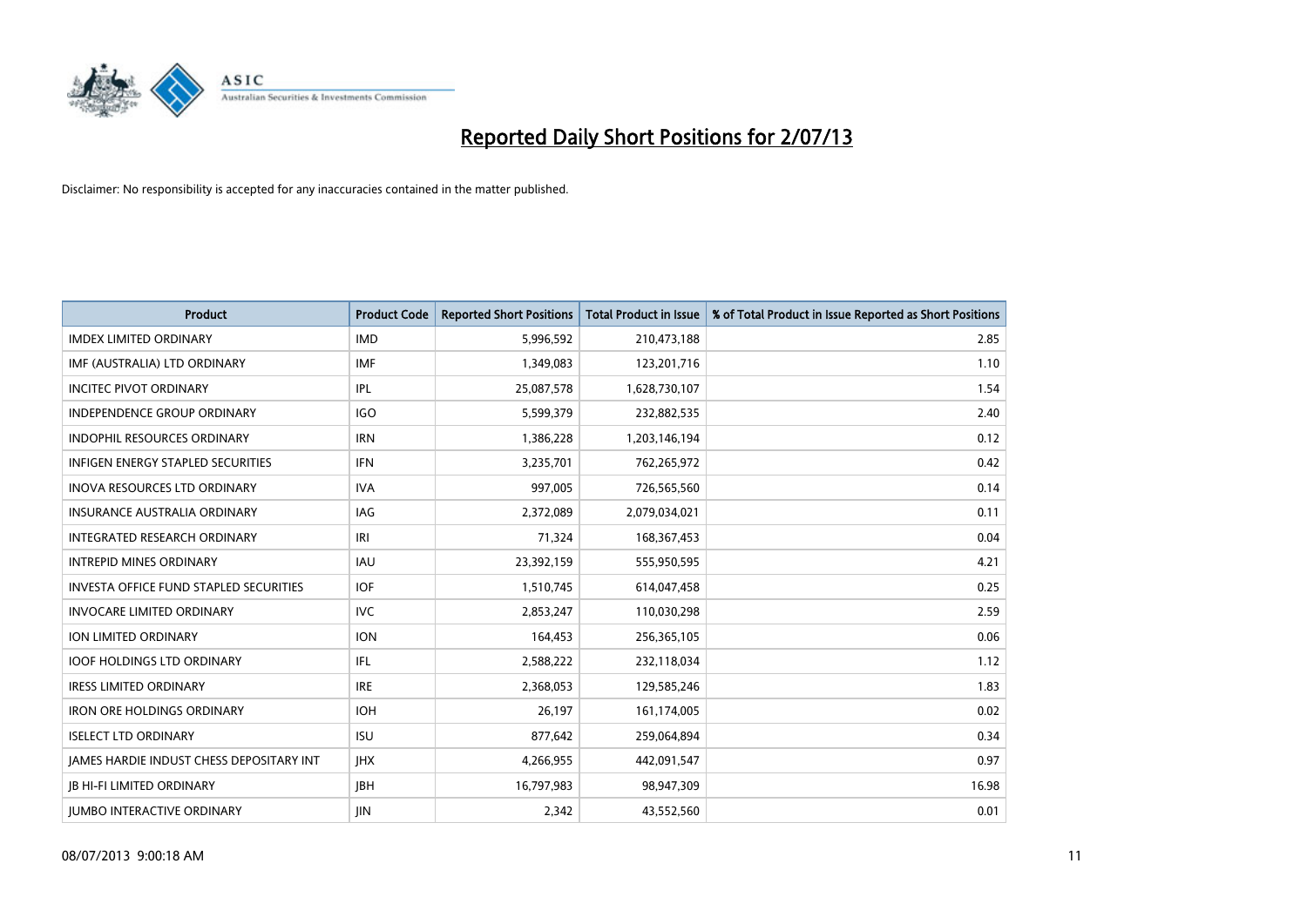# Reported Daily Short Positions for 2/07/13

Disclaimer: No responsibility is accepted for any inaccuracies contained in the matter published.

| Product | Product Code | Reported Short Positions | Total Product in Issue | % of Total Product in Issue Reported as Short Positions |
|---|---|---|---|---|
| IMDEX LIMITED ORDINARY | IMD | 5,996,592 | 210,473,188 | 2.85 |
| IMF (AUSTRALIA) LTD ORDINARY | IMF | 1,349,083 | 123,201,716 | 1.10 |
| INCITEC PIVOT ORDINARY | IPL | 25,087,578 | 1,628,730,107 | 1.54 |
| INDEPENDENCE GROUP ORDINARY | IGO | 5,599,379 | 232,882,535 | 2.40 |
| INDOPHIL RESOURCES ORDINARY | IRN | 1,386,228 | 1,203,146,194 | 0.12 |
| INFIGEN ENERGY STAPLED SECURITIES | IFN | 3,235,701 | 762,265,972 | 0.42 |
| INOVA RESOURCES LTD ORDINARY | IVA | 997,005 | 726,565,560 | 0.14 |
| INSURANCE AUSTRALIA ORDINARY | IAG | 2,372,089 | 2,079,034,021 | 0.11 |
| INTEGRATED RESEARCH ORDINARY | IRI | 71,324 | 168,367,453 | 0.04 |
| INTREPID MINES ORDINARY | IAU | 23,392,159 | 555,950,595 | 4.21 |
| INVESTA OFFICE FUND STAPLED SECURITIES | IOF | 1,510,745 | 614,047,458 | 0.25 |
| INVOCARE LIMITED ORDINARY | IVC | 2,853,247 | 110,030,298 | 2.59 |
| ION LIMITED ORDINARY | ION | 164,453 | 256,365,105 | 0.06 |
| IOOF HOLDINGS LTD ORDINARY | IFL | 2,588,222 | 232,118,034 | 1.12 |
| IRESS LIMITED ORDINARY | IRE | 2,368,053 | 129,585,246 | 1.83 |
| IRON ORE HOLDINGS ORDINARY | IOH | 26,197 | 161,174,005 | 0.02 |
| ISELECT LTD ORDINARY | ISU | 877,642 | 259,064,894 | 0.34 |
| JAMES HARDIE INDUST CHESS DEPOSITARY INT | JHX | 4,266,955 | 442,091,547 | 0.97 |
| JB HI-FI LIMITED ORDINARY | JBH | 16,797,983 | 98,947,309 | 16.98 |
| JUMBO INTERACTIVE ORDINARY | JIN | 2,342 | 43,552,560 | 0.01 |

08/07/2013 9:00:18 AM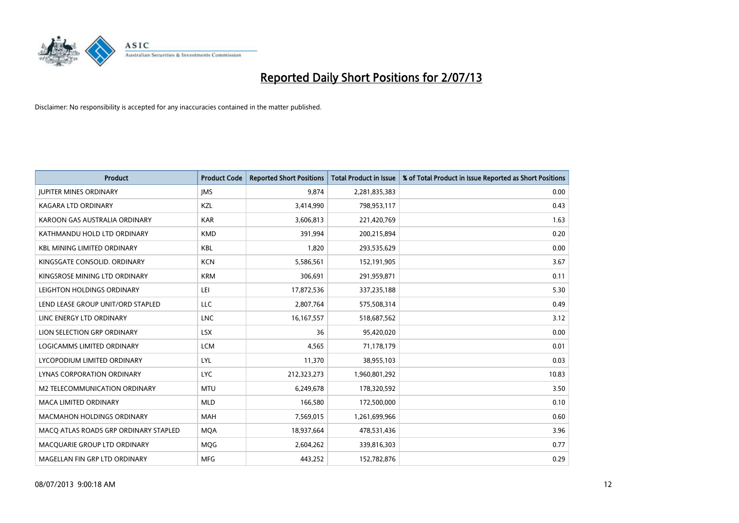# Reported Daily Short Positions for 2/07/13

Disclaimer: No responsibility is accepted for any inaccuracies contained in the matter published.

| Product | Product Code | Reported Short Positions | Total Product in Issue | % of Total Product in Issue Reported as Short Positions |
|---|---|---|---|---|
| JUPITER MINES ORDINARY | JMS | 9,874 | 2,281,835,383 | 0.00 |
| KAGARA LTD ORDINARY | KZL | 3,414,990 | 798,953,117 | 0.43 |
| KAROON GAS AUSTRALIA ORDINARY | KAR | 3,606,813 | 221,420,769 | 1.63 |
| KATHMANDU HOLD LTD ORDINARY | KMD | 391,994 | 200,215,894 | 0.20 |
| KBL MINING LIMITED ORDINARY | KBL | 1,820 | 293,535,629 | 0.00 |
| KINGSGATE CONSOLID. ORDINARY | KCN | 5,586,561 | 152,191,905 | 3.67 |
| KINGSROSE MINING LTD ORDINARY | KRM | 306,691 | 291,959,871 | 0.11 |
| LEIGHTON HOLDINGS ORDINARY | LEI | 17,872,536 | 337,235,188 | 5.30 |
| LEND LEASE GROUP UNIT/ORD STAPLED | LLC | 2,807,764 | 575,508,314 | 0.49 |
| LINC ENERGY LTD ORDINARY | LNC | 16,167,557 | 518,687,562 | 3.12 |
| LION SELECTION GRP ORDINARY | LSX | 36 | 95,420,020 | 0.00 |
| LOGICAMMS LIMITED ORDINARY | LCM | 4,565 | 71,178,179 | 0.01 |
| LYCOPODIUM LIMITED ORDINARY | LYL | 11,370 | 38,955,103 | 0.03 |
| LYNAS CORPORATION ORDINARY | LYC | 212,323,273 | 1,960,801,292 | 10.83 |
| M2 TELECOMMUNICATION ORDINARY | MTU | 6,249,678 | 178,320,592 | 3.50 |
| MACA LIMITED ORDINARY | MLD | 166,580 | 172,500,000 | 0.10 |
| MACMAHON HOLDINGS ORDINARY | MAH | 7,569,015 | 1,261,699,966 | 0.60 |
| MACQ ATLAS ROADS GRP ORDINARY STAPLED | MQA | 18,937,664 | 478,531,436 | 3.96 |
| MACQUARIE GROUP LTD ORDINARY | MQG | 2,604,262 | 339,816,303 | 0.77 |
| MAGELLAN FIN GRP LTD ORDINARY | MFG | 443,252 | 152,782,876 | 0.29 |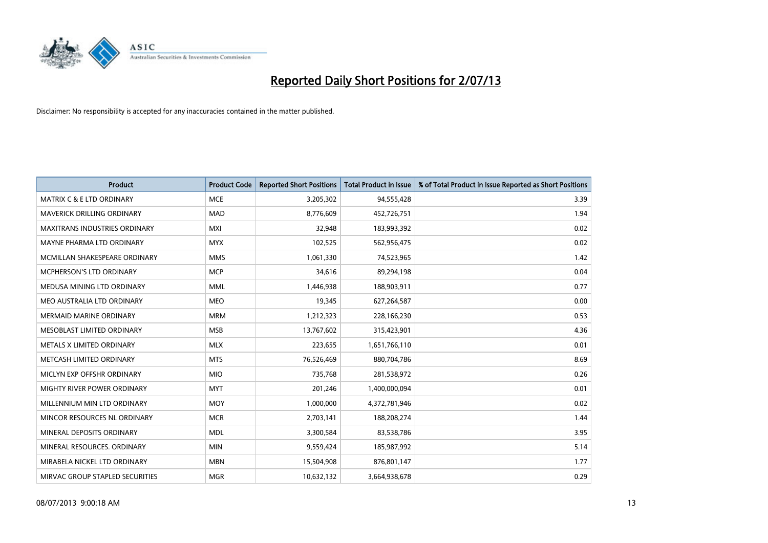# Reported Daily Short Positions for 2/07/13

Disclaimer: No responsibility is accepted for any inaccuracies contained in the matter published.

| Product | Product Code | Reported Short Positions | Total Product in Issue | % of Total Product in Issue Reported as Short Positions |
|---|---|---|---|---|
| MATRIX C & E LTD ORDINARY | MCE | 3,205,302 | 94,555,428 | 3.39 |
| MAVERICK DRILLING ORDINARY | MAD | 8,776,609 | 452,726,751 | 1.94 |
| MAXITRANS INDUSTRIES ORDINARY | MXI | 32,948 | 183,993,392 | 0.02 |
| MAYNE PHARMA LTD ORDINARY | MYX | 102,525 | 562,956,475 | 0.02 |
| MCMILLAN SHAKESPEARE ORDINARY | MMS | 1,061,330 | 74,523,965 | 1.42 |
| MCPHERSON'S LTD ORDINARY | MCP | 34,616 | 89,294,198 | 0.04 |
| MEDUSA MINING LTD ORDINARY | MML | 1,446,938 | 188,903,911 | 0.77 |
| MEO AUSTRALIA LTD ORDINARY | MEO | 19,345 | 627,264,587 | 0.00 |
| MERMAID MARINE ORDINARY | MRM | 1,212,323 | 228,166,230 | 0.53 |
| MESOBLAST LIMITED ORDINARY | MSB | 13,767,602 | 315,423,901 | 4.36 |
| METALS X LIMITED ORDINARY | MLX | 223,655 | 1,651,766,110 | 0.01 |
| METCASH LIMITED ORDINARY | MTS | 76,526,469 | 880,704,786 | 8.69 |
| MICLYN EXP OFFSHR ORDINARY | MIO | 735,768 | 281,538,972 | 0.26 |
| MIGHTY RIVER POWER ORDINARY | MYT | 201,246 | 1,400,000,094 | 0.01 |
| MILLENNIUM MIN LTD ORDINARY | MOY | 1,000,000 | 4,372,781,946 | 0.02 |
| MINCOR RESOURCES NL ORDINARY | MCR | 2,703,141 | 188,208,274 | 1.44 |
| MINERAL DEPOSITS ORDINARY | MDL | 3,300,584 | 83,538,786 | 3.95 |
| MINERAL RESOURCES. ORDINARY | MIN | 9,559,424 | 185,987,992 | 5.14 |
| MIRABELA NICKEL LTD ORDINARY | MBN | 15,504,908 | 876,801,147 | 1.77 |
| MIRVAC GROUP STAPLED SECURITIES | MGR | 10,632,132 | 3,664,938,678 | 0.29 |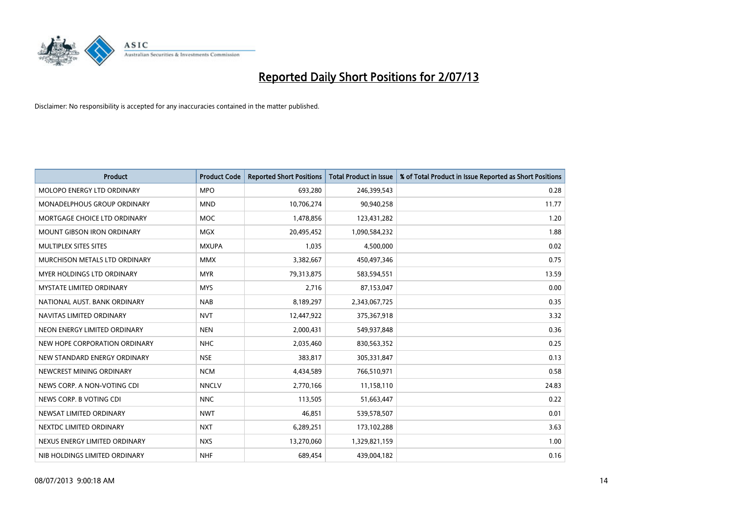# Reported Daily Short Positions for 2/07/13

Disclaimer: No responsibility is accepted for any inaccuracies contained in the matter published.

| Product | Product Code | Reported Short Positions | Total Product in Issue | % of Total Product in Issue Reported as Short Positions |
|---|---|---|---|---|
| MOLOPO ENERGY LTD ORDINARY | MPO | 693,280 | 246,399,543 | 0.28 |
| MONADELPHOUS GROUP ORDINARY | MND | 10,706,274 | 90,940,258 | 11.77 |
| MORTGAGE CHOICE LTD ORDINARY | MOC | 1,478,856 | 123,431,282 | 1.20 |
| MOUNT GIBSON IRON ORDINARY | MGX | 20,495,452 | 1,090,584,232 | 1.88 |
| MULTIPLEX SITES SITES | MXUPA | 1,035 | 4,500,000 | 0.02 |
| MURCHISON METALS LTD ORDINARY | MMX | 3,382,667 | 450,497,346 | 0.75 |
| MYER HOLDINGS LTD ORDINARY | MYR | 79,313,875 | 583,594,551 | 13.59 |
| MYSTATE LIMITED ORDINARY | MYS | 2,716 | 87,153,047 | 0.00 |
| NATIONAL AUST. BANK ORDINARY | NAB | 8,189,297 | 2,343,067,725 | 0.35 |
| NAVITAS LIMITED ORDINARY | NVT | 12,447,922 | 375,367,918 | 3.32 |
| NEON ENERGY LIMITED ORDINARY | NEN | 2,000,431 | 549,937,848 | 0.36 |
| NEW HOPE CORPORATION ORDINARY | NHC | 2,035,460 | 830,563,352 | 0.25 |
| NEW STANDARD ENERGY ORDINARY | NSE | 383,817 | 305,331,847 | 0.13 |
| NEWCREST MINING ORDINARY | NCM | 4,434,589 | 766,510,971 | 0.58 |
| NEWS CORP. A NON-VOTING CDI | NNCLV | 2,770,166 | 11,158,110 | 24.83 |
| NEWS CORP. B VOTING CDI | NNC | 113,505 | 51,663,447 | 0.22 |
| NEWSAT LIMITED ORDINARY | NWT | 46,851 | 539,578,507 | 0.01 |
| NEXTDC LIMITED ORDINARY | NXT | 6,289,251 | 173,102,288 | 3.63 |
| NEXUS ENERGY LIMITED ORDINARY | NXS | 13,270,060 | 1,329,821,159 | 1.00 |
| NIB HOLDINGS LIMITED ORDINARY | NHF | 689,454 | 439,004,182 | 0.16 |

08/07/2013 9:00:18 AM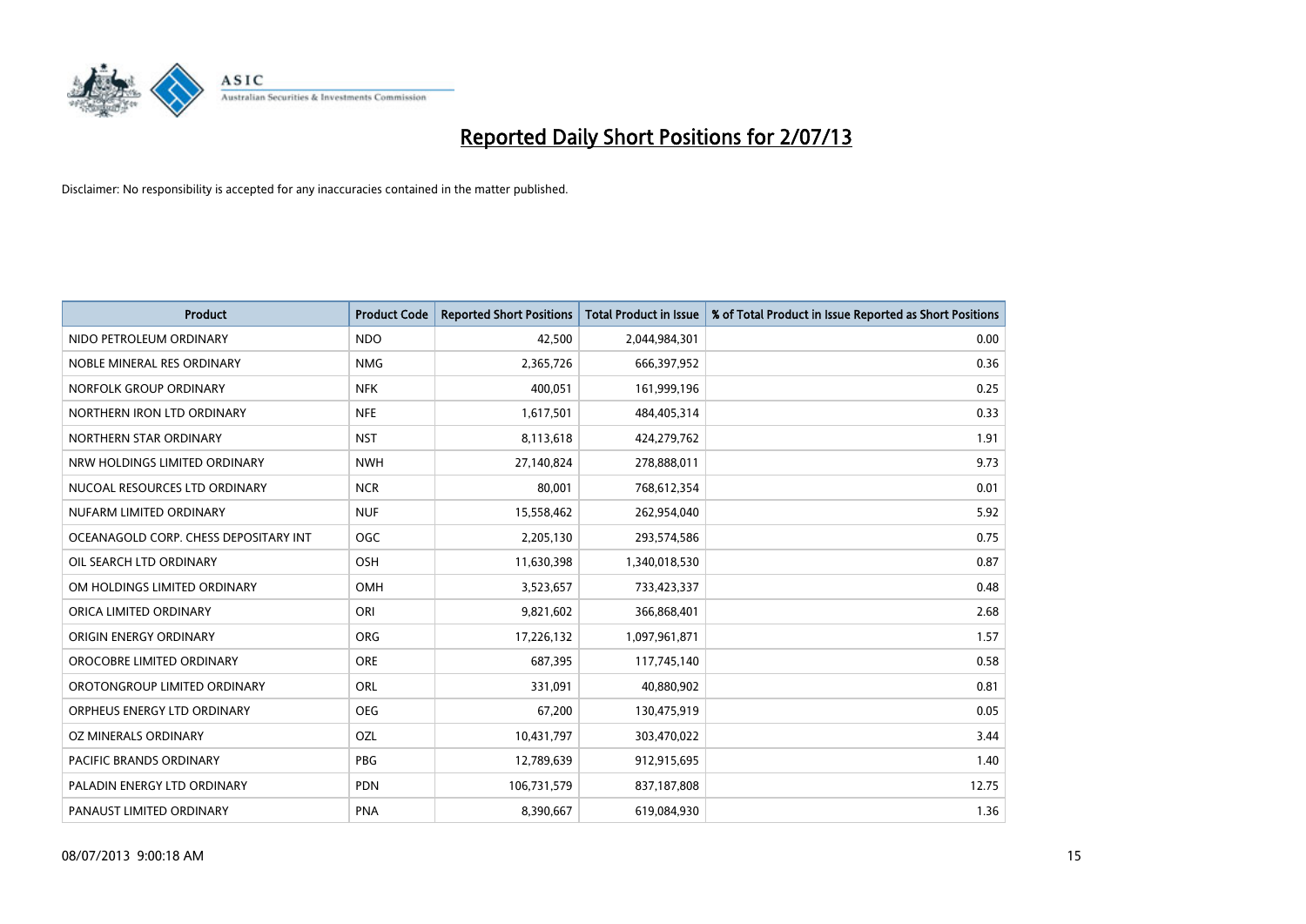# Reported Daily Short Positions for 2/07/13

Disclaimer: No responsibility is accepted for any inaccuracies contained in the matter published.

| Product | Product Code | Reported Short Positions | Total Product in Issue | % of Total Product in Issue Reported as Short Positions |
|---|---|---|---|---|
| NIDO PETROLEUM ORDINARY | NDO | 42,500 | 2,044,984,301 | 0.00 |
| NOBLE MINERAL RES ORDINARY | NMG | 2,365,726 | 666,397,952 | 0.36 |
| NORFOLK GROUP ORDINARY | NFK | 400,051 | 161,999,196 | 0.25 |
| NORTHERN IRON LTD ORDINARY | NFE | 1,617,501 | 484,405,314 | 0.33 |
| NORTHERN STAR ORDINARY | NST | 8,113,618 | 424,279,762 | 1.91 |
| NRW HOLDINGS LIMITED ORDINARY | NWH | 27,140,824 | 278,888,011 | 9.73 |
| NUCOAL RESOURCES LTD ORDINARY | NCR | 80,001 | 768,612,354 | 0.01 |
| NUFARM LIMITED ORDINARY | NUF | 15,558,462 | 262,954,040 | 5.92 |
| OCEANAGOLD CORP. CHESS DEPOSITARY INT | OGC | 2,205,130 | 293,574,586 | 0.75 |
| OIL SEARCH LTD ORDINARY | OSH | 11,630,398 | 1,340,018,530 | 0.87 |
| OM HOLDINGS LIMITED ORDINARY | OMH | 3,523,657 | 733,423,337 | 0.48 |
| ORICA LIMITED ORDINARY | ORI | 9,821,602 | 366,868,401 | 2.68 |
| ORIGIN ENERGY ORDINARY | ORG | 17,226,132 | 1,097,961,871 | 1.57 |
| OROCOBRE LIMITED ORDINARY | ORE | 687,395 | 117,745,140 | 0.58 |
| OROTONGROUP LIMITED ORDINARY | ORL | 331,091 | 40,880,902 | 0.81 |
| ORPHEUS ENERGY LTD ORDINARY | OEG | 67,200 | 130,475,919 | 0.05 |
| OZ MINERALS ORDINARY | OZL | 10,431,797 | 303,470,022 | 3.44 |
| PACIFIC BRANDS ORDINARY | PBG | 12,789,639 | 912,915,695 | 1.40 |
| PALADIN ENERGY LTD ORDINARY | PDN | 106,731,579 | 837,187,808 | 12.75 |
| PANAUST LIMITED ORDINARY | PNA | 8,390,667 | 619,084,930 | 1.36 |

08/07/2013 9:00:18 AM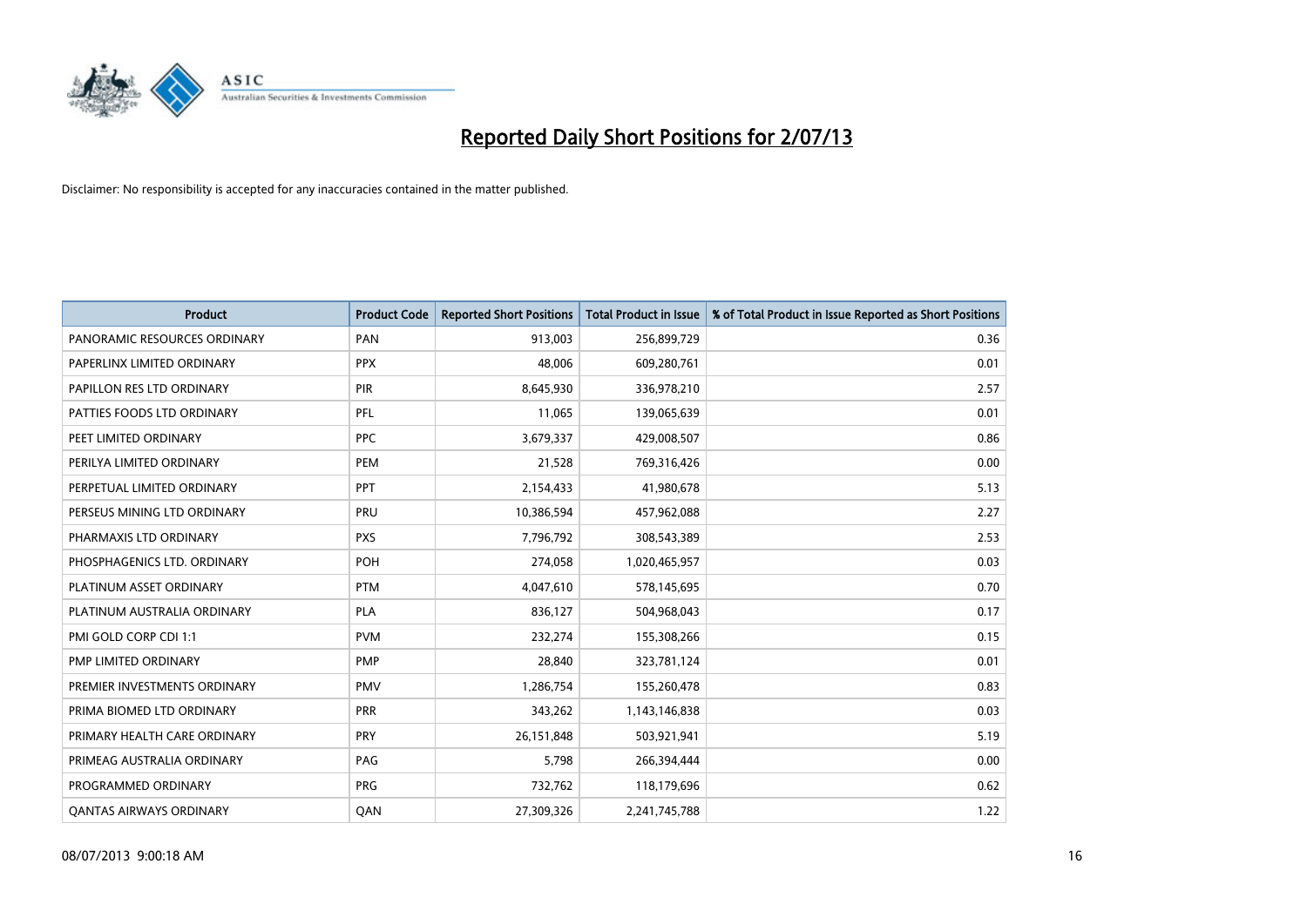# Reported Daily Short Positions for 2/07/13

Disclaimer: No responsibility is accepted for any inaccuracies contained in the matter published.

| Product | Product Code | Reported Short Positions | Total Product in Issue | % of Total Product in Issue Reported as Short Positions |
|---|---|---|---|---|
| PANORAMIC RESOURCES ORDINARY | PAN | 913,003 | 256,899,729 | 0.36 |
| PAPERLINX LIMITED ORDINARY | PPX | 48,006 | 609,280,761 | 0.01 |
| PAPILLON RES LTD ORDINARY | PIR | 8,645,930 | 336,978,210 | 2.57 |
| PATTIES FOODS LTD ORDINARY | PFL | 11,065 | 139,065,639 | 0.01 |
| PEET LIMITED ORDINARY | PPC | 3,679,337 | 429,008,507 | 0.86 |
| PERILYA LIMITED ORDINARY | PEM | 21,528 | 769,316,426 | 0.00 |
| PERPETUAL LIMITED ORDINARY | PPT | 2,154,433 | 41,980,678 | 5.13 |
| PERSEUS MINING LTD ORDINARY | PRU | 10,386,594 | 457,962,088 | 2.27 |
| PHARMAXIS LTD ORDINARY | PXS | 7,796,792 | 308,543,389 | 2.53 |
| PHOSPHAGENICS LTD. ORDINARY | POH | 274,058 | 1,020,465,957 | 0.03 |
| PLATINUM ASSET ORDINARY | PTM | 4,047,610 | 578,145,695 | 0.70 |
| PLATINUM AUSTRALIA ORDINARY | PLA | 836,127 | 504,968,043 | 0.17 |
| PMI GOLD CORP CDI 1:1 | PVM | 232,274 | 155,308,266 | 0.15 |
| PMP LIMITED ORDINARY | PMP | 28,840 | 323,781,124 | 0.01 |
| PREMIER INVESTMENTS ORDINARY | PMV | 1,286,754 | 155,260,478 | 0.83 |
| PRIMA BIOMED LTD ORDINARY | PRR | 343,262 | 1,143,146,838 | 0.03 |
| PRIMARY HEALTH CARE ORDINARY | PRY | 26,151,848 | 503,921,941 | 5.19 |
| PRIMEAG AUSTRALIA ORDINARY | PAG | 5,798 | 266,394,444 | 0.00 |
| PROGRAMMED ORDINARY | PRG | 732,762 | 118,179,696 | 0.62 |
| QANTAS AIRWAYS ORDINARY | QAN | 27,309,326 | 2,241,745,788 | 1.22 |

08/07/2013 9:00:18 AM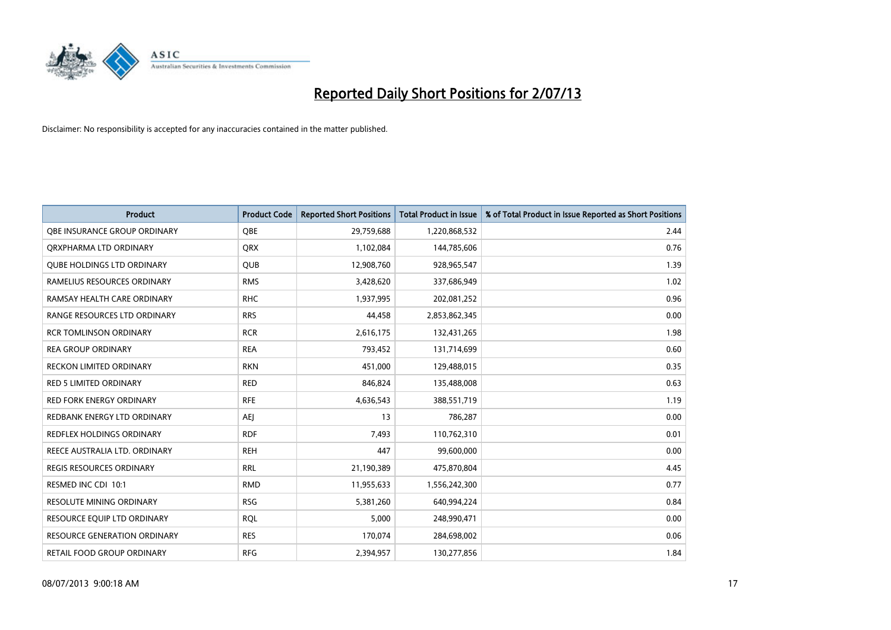# Reported Daily Short Positions for 2/07/13

Disclaimer: No responsibility is accepted for any inaccuracies contained in the matter published.

| Product | Product Code | Reported Short Positions | Total Product in Issue | % of Total Product in Issue Reported as Short Positions |
| --- | --- | --- | --- | --- |
| QBE INSURANCE GROUP ORDINARY | QBE | 29,759,688 | 1,220,868,532 | 2.44 |
| QRXPHARMA LTD ORDINARY | QRX | 1,102,084 | 144,785,606 | 0.76 |
| QUBE HOLDINGS LTD ORDINARY | QUB | 12,908,760 | 928,965,547 | 1.39 |
| RAMELIUS RESOURCES ORDINARY | RMS | 3,428,620 | 337,686,949 | 1.02 |
| RAMSAY HEALTH CARE ORDINARY | RHC | 1,937,995 | 202,081,252 | 0.96 |
| RANGE RESOURCES LTD ORDINARY | RRS | 44,458 | 2,853,862,345 | 0.00 |
| RCR TOMLINSON ORDINARY | RCR | 2,616,175 | 132,431,265 | 1.98 |
| REA GROUP ORDINARY | REA | 793,452 | 131,714,699 | 0.60 |
| RECKON LIMITED ORDINARY | RKN | 451,000 | 129,488,015 | 0.35 |
| RED 5 LIMITED ORDINARY | RED | 846,824 | 135,488,008 | 0.63 |
| RED FORK ENERGY ORDINARY | RFE | 4,636,543 | 388,551,719 | 1.19 |
| REDBANK ENERGY LTD ORDINARY | AEJ | 13 | 786,287 | 0.00 |
| REDFLEX HOLDINGS ORDINARY | RDF | 7,493 | 110,762,310 | 0.01 |
| REECE AUSTRALIA LTD. ORDINARY | REH | 447 | 99,600,000 | 0.00 |
| REGIS RESOURCES ORDINARY | RRL | 21,190,389 | 475,870,804 | 4.45 |
| RESMED INC CDI 10:1 | RMD | 11,955,633 | 1,556,242,300 | 0.77 |
| RESOLUTE MINING ORDINARY | RSG | 5,381,260 | 640,994,224 | 0.84 |
| RESOURCE EQUIP LTD ORDINARY | RQL | 5,000 | 248,990,471 | 0.00 |
| RESOURCE GENERATION ORDINARY | RES | 170,074 | 284,698,002 | 0.06 |
| RETAIL FOOD GROUP ORDINARY | RFG | 2,394,957 | 130,277,856 | 1.84 |

08/07/2013 9:00:18 AM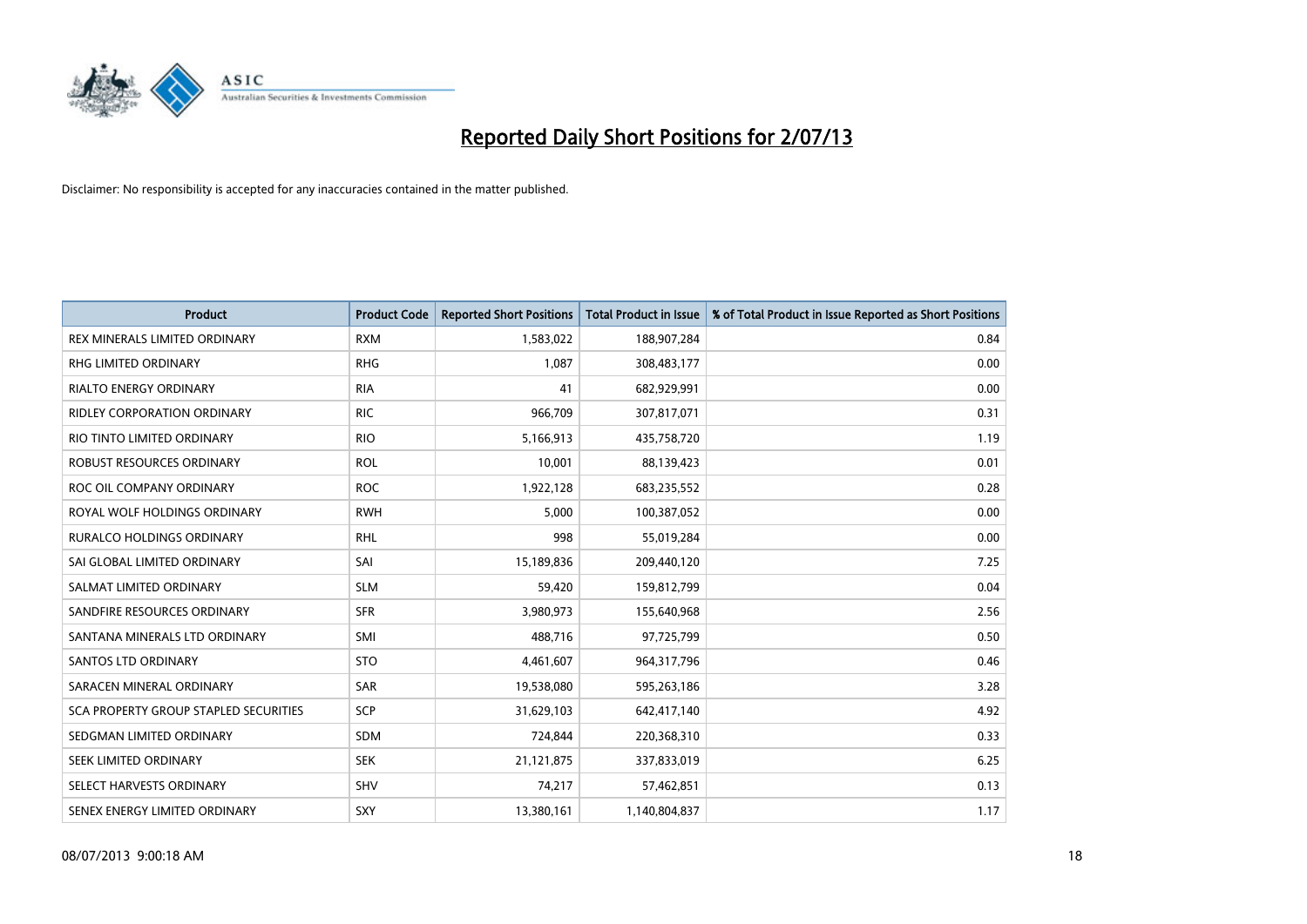# Reported Daily Short Positions for 2/07/13

Disclaimer: No responsibility is accepted for any inaccuracies contained in the matter published.

| Product | Product Code | Reported Short Positions | Total Product in Issue | % of Total Product in Issue Reported as Short Positions |
|---|---|---|---|---|
| REX MINERALS LIMITED ORDINARY | RXM | 1,583,022 | 188,907,284 | 0.84 |
| RHG LIMITED ORDINARY | RHG | 1,087 | 308,483,177 | 0.00 |
| RIALTO ENERGY ORDINARY | RIA | 41 | 682,929,991 | 0.00 |
| RIDLEY CORPORATION ORDINARY | RIC | 966,709 | 307,817,071 | 0.31 |
| RIO TINTO LIMITED ORDINARY | RIO | 5,166,913 | 435,758,720 | 1.19 |
| ROBUST RESOURCES ORDINARY | ROL | 10,001 | 88,139,423 | 0.01 |
| ROC OIL COMPANY ORDINARY | ROC | 1,922,128 | 683,235,552 | 0.28 |
| ROYAL WOLF HOLDINGS ORDINARY | RWH | 5,000 | 100,387,052 | 0.00 |
| RURALCO HOLDINGS ORDINARY | RHL | 998 | 55,019,284 | 0.00 |
| SAI GLOBAL LIMITED ORDINARY | SAI | 15,189,836 | 209,440,120 | 7.25 |
| SALMAT LIMITED ORDINARY | SLM | 59,420 | 159,812,799 | 0.04 |
| SANDFIRE RESOURCES ORDINARY | SFR | 3,980,973 | 155,640,968 | 2.56 |
| SANTANA MINERALS LTD ORDINARY | SMI | 488,716 | 97,725,799 | 0.50 |
| SANTOS LTD ORDINARY | STO | 4,461,607 | 964,317,796 | 0.46 |
| SARACEN MINERAL ORDINARY | SAR | 19,538,080 | 595,263,186 | 3.28 |
| SCA PROPERTY GROUP STAPLED SECURITIES | SCP | 31,629,103 | 642,417,140 | 4.92 |
| SEDGMAN LIMITED ORDINARY | SDM | 724,844 | 220,368,310 | 0.33 |
| SEEK LIMITED ORDINARY | SEK | 21,121,875 | 337,833,019 | 6.25 |
| SELECT HARVESTS ORDINARY | SHV | 74,217 | 57,462,851 | 0.13 |
| SENEX ENERGY LIMITED ORDINARY | SXY | 13,380,161 | 1,140,804,837 | 1.17 |

08/07/2013 9:00:18 AM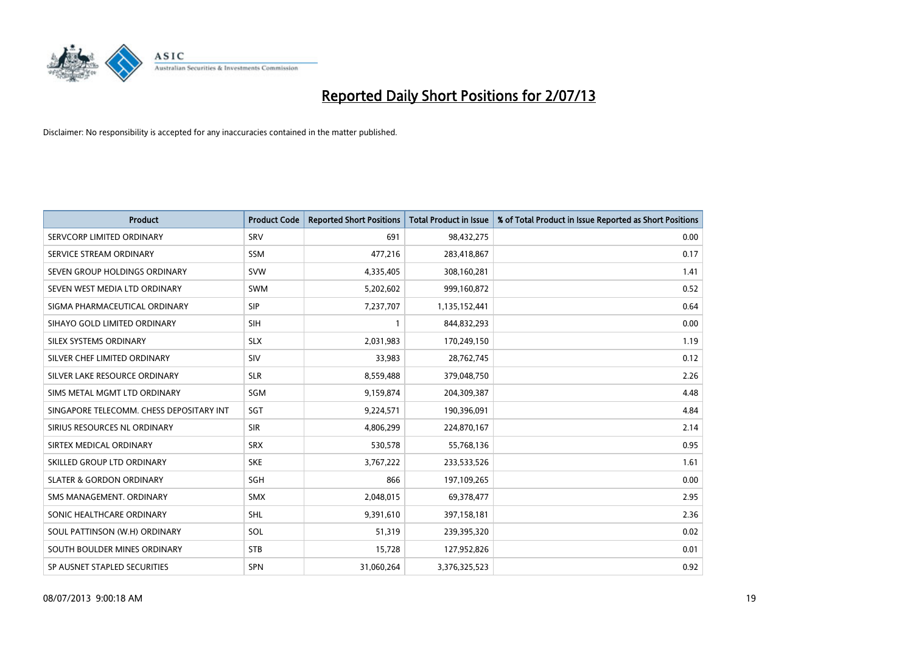# Reported Daily Short Positions for 2/07/13

Disclaimer: No responsibility is accepted for any inaccuracies contained in the matter published.

| Product | Product Code | Reported Short Positions | Total Product in Issue | % of Total Product in Issue Reported as Short Positions |
|---|---|---|---|---|
| SERVCORP LIMITED ORDINARY | SRV | 691 | 98,432,275 | 0.00 |
| SERVICE STREAM ORDINARY | SSM | 477,216 | 283,418,867 | 0.17 |
| SEVEN GROUP HOLDINGS ORDINARY | SVW | 4,335,405 | 308,160,281 | 1.41 |
| SEVEN WEST MEDIA LTD ORDINARY | SWM | 5,202,602 | 999,160,872 | 0.52 |
| SIGMA PHARMACEUTICAL ORDINARY | SIP | 7,237,707 | 1,135,152,441 | 0.64 |
| SIHAYO GOLD LIMITED ORDINARY | SIH | 1 | 844,832,293 | 0.00 |
| SILEX SYSTEMS ORDINARY | SLX | 2,031,983 | 170,249,150 | 1.19 |
| SILVER CHEF LIMITED ORDINARY | SIV | 33,983 | 28,762,745 | 0.12 |
| SILVER LAKE RESOURCE ORDINARY | SLR | 8,559,488 | 379,048,750 | 2.26 |
| SIMS METAL MGMT LTD ORDINARY | SGM | 9,159,874 | 204,309,387 | 4.48 |
| SINGAPORE TELECOMM. CHESS DEPOSITARY INT | SGT | 9,224,571 | 190,396,091 | 4.84 |
| SIRIUS RESOURCES NL ORDINARY | SIR | 4,806,299 | 224,870,167 | 2.14 |
| SIRTEX MEDICAL ORDINARY | SRX | 530,578 | 55,768,136 | 0.95 |
| SKILLED GROUP LTD ORDINARY | SKE | 3,767,222 | 233,533,526 | 1.61 |
| SLATER & GORDON ORDINARY | SGH | 866 | 197,109,265 | 0.00 |
| SMS MANAGEMENT. ORDINARY | SMX | 2,048,015 | 69,378,477 | 2.95 |
| SONIC HEALTHCARE ORDINARY | SHL | 9,391,610 | 397,158,181 | 2.36 |
| SOUL PATTINSON (W.H) ORDINARY | SOL | 51,319 | 239,395,320 | 0.02 |
| SOUTH BOULDER MINES ORDINARY | STB | 15,728 | 127,952,826 | 0.01 |
| SP AUSNET STAPLED SECURITIES | SPN | 31,060,264 | 3,376,325,523 | 0.92 |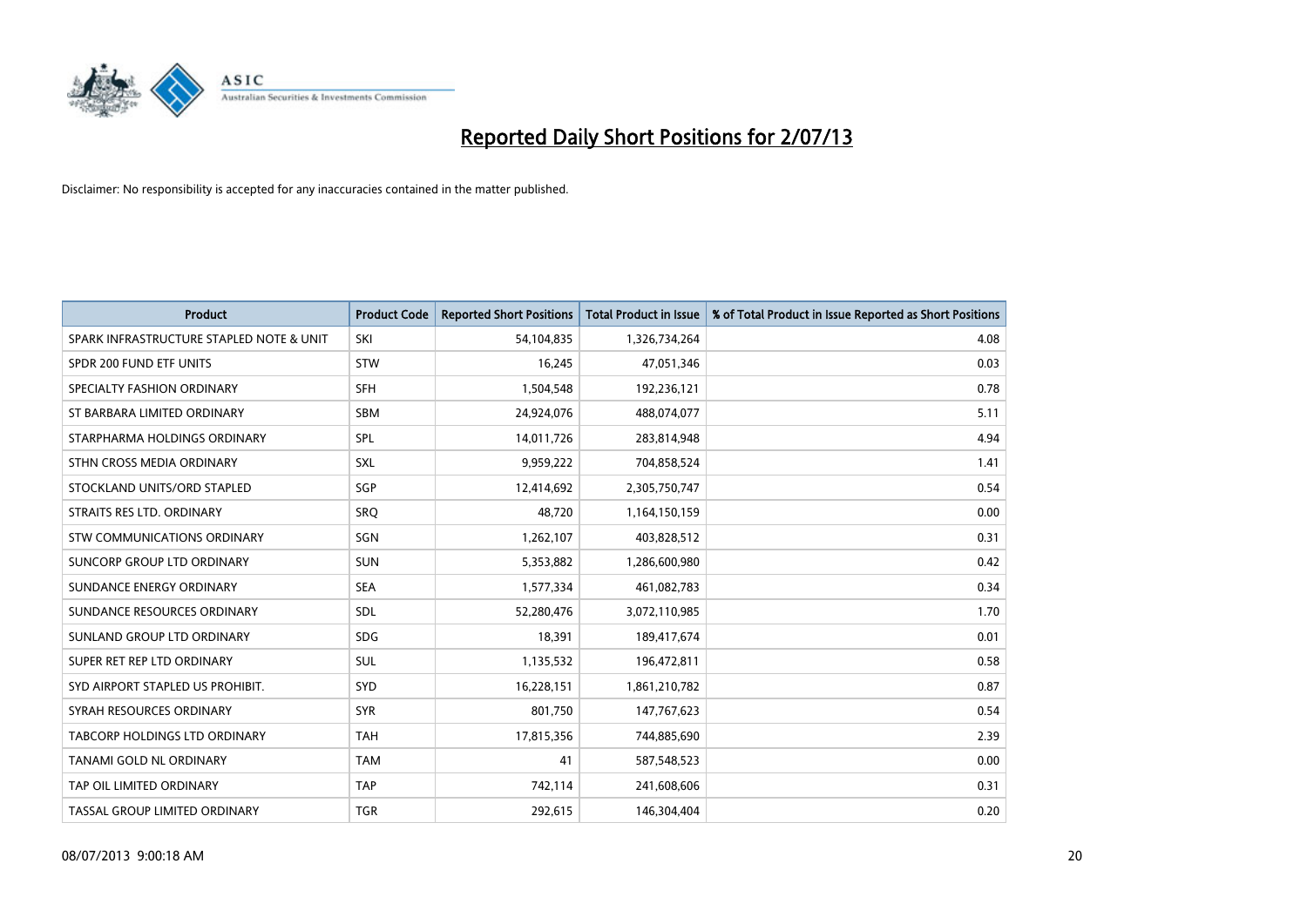# Reported Daily Short Positions for 2/07/13

Disclaimer: No responsibility is accepted for any inaccuracies contained in the matter published.

| Product | Product Code | Reported Short Positions | Total Product in Issue | % of Total Product in Issue Reported as Short Positions |
|---|---|---|---|---|
| SPARK INFRASTRUCTURE STAPLED NOTE & UNIT | SKI | 54,104,835 | 1,326,734,264 | 4.08 |
| SPDR 200 FUND ETF UNITS | STW | 16,245 | 47,051,346 | 0.03 |
| SPECIALTY FASHION ORDINARY | SFH | 1,504,548 | 192,236,121 | 0.78 |
| ST BARBARA LIMITED ORDINARY | SBM | 24,924,076 | 488,074,077 | 5.11 |
| STARPHARMA HOLDINGS ORDINARY | SPL | 14,011,726 | 283,814,948 | 4.94 |
| STHN CROSS MEDIA ORDINARY | SXL | 9,959,222 | 704,858,524 | 1.41 |
| STOCKLAND UNITS/ORD STAPLED | SGP | 12,414,692 | 2,305,750,747 | 0.54 |
| STRAITS RES LTD. ORDINARY | SRQ | 48,720 | 1,164,150,159 | 0.00 |
| STW COMMUNICATIONS ORDINARY | SGN | 1,262,107 | 403,828,512 | 0.31 |
| SUNCORP GROUP LTD ORDINARY | SUN | 5,353,882 | 1,286,600,980 | 0.42 |
| SUNDANCE ENERGY ORDINARY | SEA | 1,577,334 | 461,082,783 | 0.34 |
| SUNDANCE RESOURCES ORDINARY | SDL | 52,280,476 | 3,072,110,985 | 1.70 |
| SUNLAND GROUP LTD ORDINARY | SDG | 18,391 | 189,417,674 | 0.01 |
| SUPER RET REP LTD ORDINARY | SUL | 1,135,532 | 196,472,811 | 0.58 |
| SYD AIRPORT STAPLED US PROHIBIT. | SYD | 16,228,151 | 1,861,210,782 | 0.87 |
| SYRAH RESOURCES ORDINARY | SYR | 801,750 | 147,767,623 | 0.54 |
| TABCORP HOLDINGS LTD ORDINARY | TAH | 17,815,356 | 744,885,690 | 2.39 |
| TANAMI GOLD NL ORDINARY | TAM | 41 | 587,548,523 | 0.00 |
| TAP OIL LIMITED ORDINARY | TAP | 742,114 | 241,608,606 | 0.31 |
| TASSAL GROUP LIMITED ORDINARY | TGR | 292,615 | 146,304,404 | 0.20 |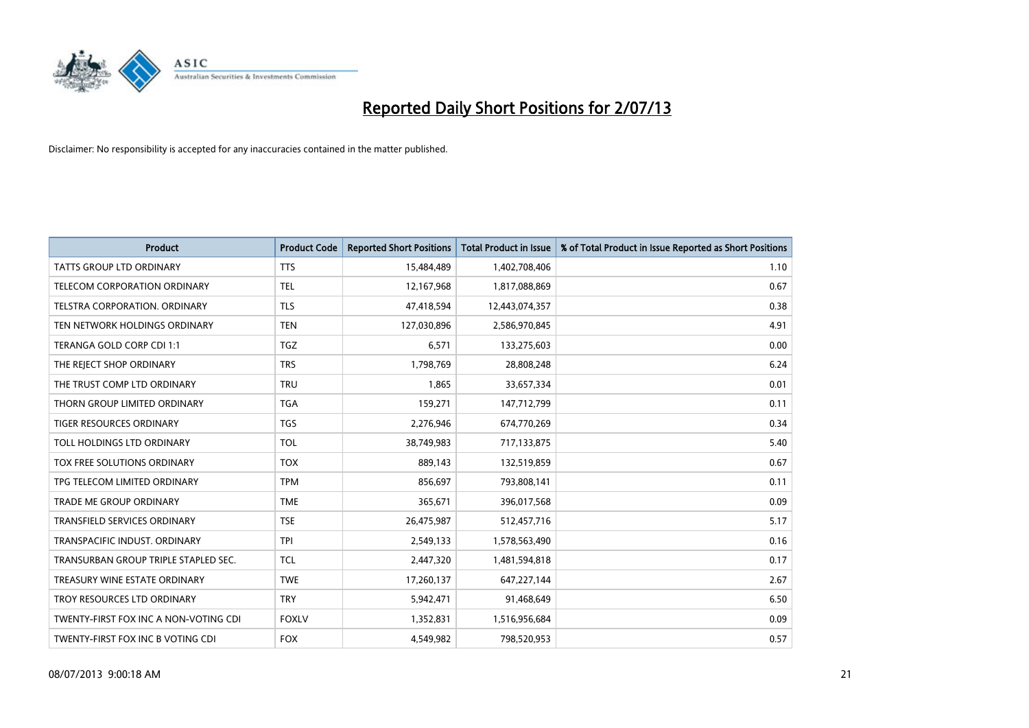# Reported Daily Short Positions for 2/07/13

Disclaimer: No responsibility is accepted for any inaccuracies contained in the matter published.

| Product | Product Code | Reported Short Positions | Total Product in Issue | % of Total Product in Issue Reported as Short Positions |
|---|---|---|---|---|
| TATTS GROUP LTD ORDINARY | TTS | 15,484,489 | 1,402,708,406 | 1.10 |
| TELECOM CORPORATION ORDINARY | TEL | 12,167,968 | 1,817,088,869 | 0.67 |
| TELSTRA CORPORATION. ORDINARY | TLS | 47,418,594 | 12,443,074,357 | 0.38 |
| TEN NETWORK HOLDINGS ORDINARY | TEN | 127,030,896 | 2,586,970,845 | 4.91 |
| TERANGA GOLD CORP CDI 1:1 | TGZ | 6,571 | 133,275,603 | 0.00 |
| THE REJECT SHOP ORDINARY | TRS | 1,798,769 | 28,808,248 | 6.24 |
| THE TRUST COMP LTD ORDINARY | TRU | 1,865 | 33,657,334 | 0.01 |
| THORN GROUP LIMITED ORDINARY | TGA | 159,271 | 147,712,799 | 0.11 |
| TIGER RESOURCES ORDINARY | TGS | 2,276,946 | 674,770,269 | 0.34 |
| TOLL HOLDINGS LTD ORDINARY | TOL | 38,749,983 | 717,133,875 | 5.40 |
| TOX FREE SOLUTIONS ORDINARY | TOX | 889,143 | 132,519,859 | 0.67 |
| TPG TELECOM LIMITED ORDINARY | TPM | 856,697 | 793,808,141 | 0.11 |
| TRADE ME GROUP ORDINARY | TME | 365,671 | 396,017,568 | 0.09 |
| TRANSFIELD SERVICES ORDINARY | TSE | 26,475,987 | 512,457,716 | 5.17 |
| TRANSPACIFIC INDUST. ORDINARY | TPI | 2,549,133 | 1,578,563,490 | 0.16 |
| TRANSURBAN GROUP TRIPLE STAPLED SEC. | TCL | 2,447,320 | 1,481,594,818 | 0.17 |
| TREASURY WINE ESTATE ORDINARY | TWE | 17,260,137 | 647,227,144 | 2.67 |
| TROY RESOURCES LTD ORDINARY | TRY | 5,942,471 | 91,468,649 | 6.50 |
| TWENTY-FIRST FOX INC A NON-VOTING CDI | FOXLV | 1,352,831 | 1,516,956,684 | 0.09 |
| TWENTY-FIRST FOX INC B VOTING CDI | FOX | 4,549,982 | 798,520,953 | 0.57 |

08/07/2013 9:00:18 AM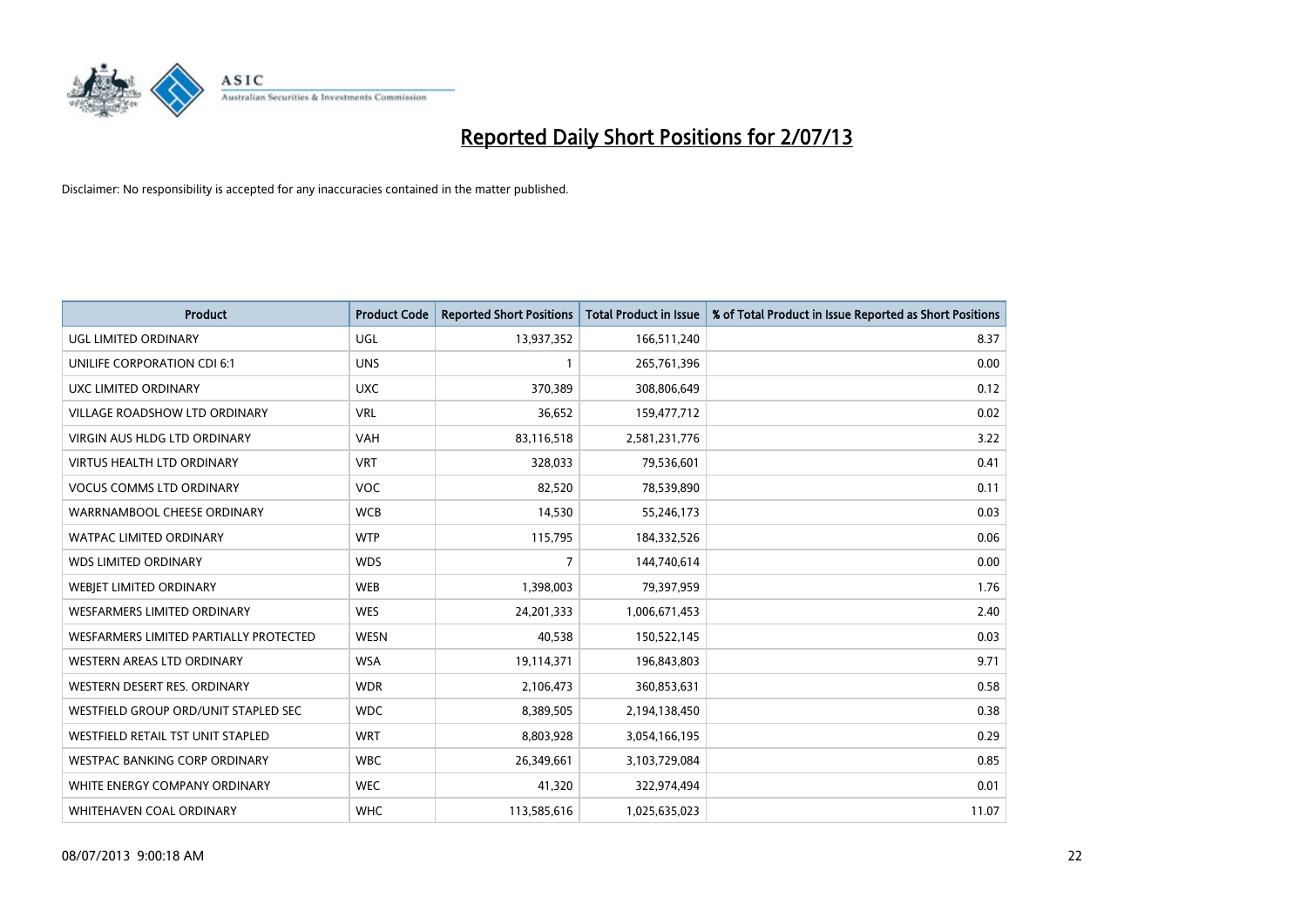# Reported Daily Short Positions for 2/07/13

Disclaimer: No responsibility is accepted for any inaccuracies contained in the matter published.

| Product | Product Code | Reported Short Positions | Total Product in Issue | % of Total Product in Issue Reported as Short Positions |
|---|---|---|---|---|
| UGL LIMITED ORDINARY | UGL | 13,937,352 | 166,511,240 | 8.37 |
| UNILIFE CORPORATION CDI 6:1 | UNS | 1 | 265,761,396 | 0.00 |
| UXC LIMITED ORDINARY | UXC | 370,389 | 308,806,649 | 0.12 |
| VILLAGE ROADSHOW LTD ORDINARY | VRL | 36,652 | 159,477,712 | 0.02 |
| VIRGIN AUS HLDG LTD ORDINARY | VAH | 83,116,518 | 2,581,231,776 | 3.22 |
| VIRTUS HEALTH LTD ORDINARY | VRT | 328,033 | 79,536,601 | 0.41 |
| VOCUS COMMS LTD ORDINARY | VOC | 82,520 | 78,539,890 | 0.11 |
| WARRNAMBOOL CHEESE ORDINARY | WCB | 14,530 | 55,246,173 | 0.03 |
| WATPAC LIMITED ORDINARY | WTP | 115,795 | 184,332,526 | 0.06 |
| WDS LIMITED ORDINARY | WDS | 7 | 144,740,614 | 0.00 |
| WEBJET LIMITED ORDINARY | WEB | 1,398,003 | 79,397,959 | 1.76 |
| WESFARMERS LIMITED ORDINARY | WES | 24,201,333 | 1,006,671,453 | 2.40 |
| WESFARMERS LIMITED PARTIALLY PROTECTED | WESN | 40,538 | 150,522,145 | 0.03 |
| WESTERN AREAS LTD ORDINARY | WSA | 19,114,371 | 196,843,803 | 9.71 |
| WESTERN DESERT RES. ORDINARY | WDR | 2,106,473 | 360,853,631 | 0.58 |
| WESTFIELD GROUP ORD/UNIT STAPLED SEC | WDC | 8,389,505 | 2,194,138,450 | 0.38 |
| WESTFIELD RETAIL TST UNIT STAPLED | WRT | 8,803,928 | 3,054,166,195 | 0.29 |
| WESTPAC BANKING CORP ORDINARY | WBC | 26,349,661 | 3,103,729,084 | 0.85 |
| WHITE ENERGY COMPANY ORDINARY | WEC | 41,320 | 322,974,494 | 0.01 |
| WHITEHAVEN COAL ORDINARY | WHC | 113,585,616 | 1,025,635,023 | 11.07 |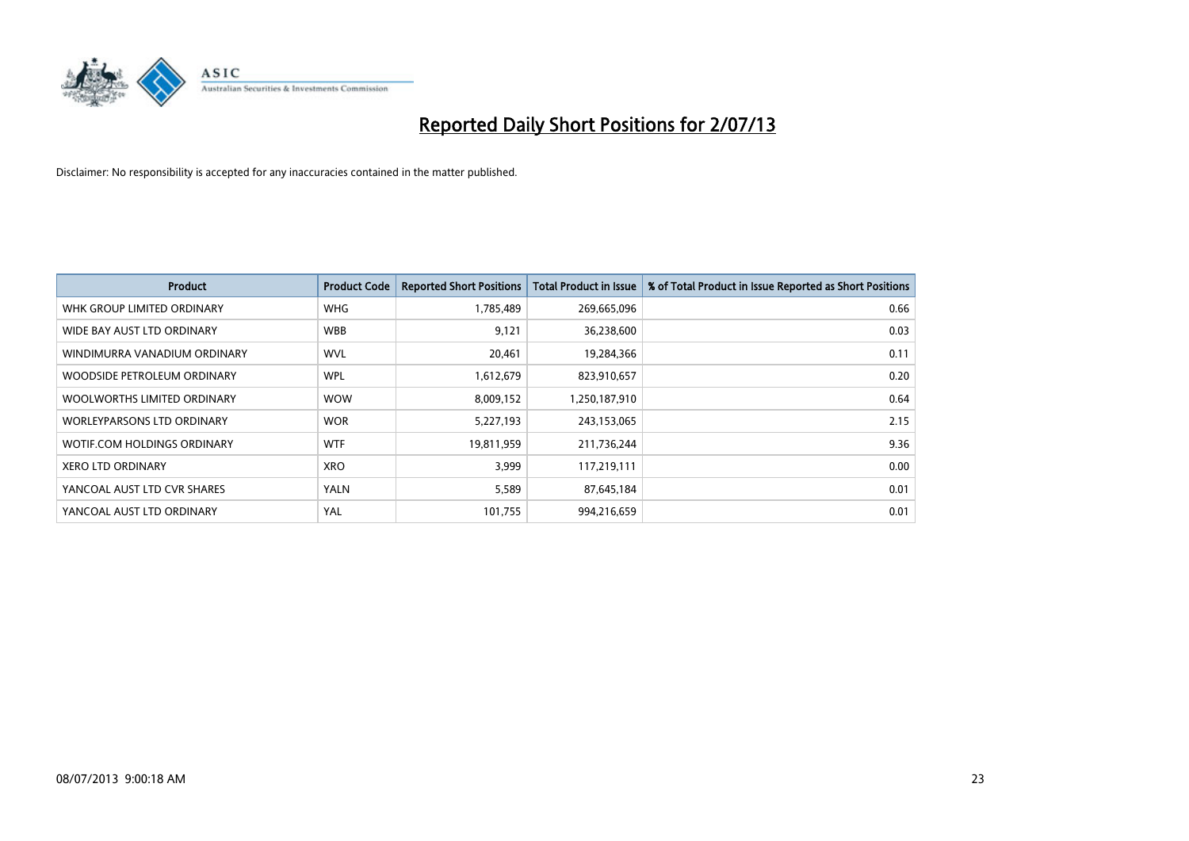# Reported Daily Short Positions for 2/07/13

Disclaimer: No responsibility is accepted for any inaccuracies contained in the matter published.

| Product | Product Code | Reported Short Positions | Total Product in Issue | % of Total Product in Issue Reported as Short Positions |
|---|---|---|---|---|
| WHK GROUP LIMITED ORDINARY | WHG | 1,785,489 | 269,665,096 | 0.66 |
| WIDE BAY AUST LTD ORDINARY | WBB | 9,121 | 36,238,600 | 0.03 |
| WINDIMURRA VANADIUM ORDINARY | WVL | 20,461 | 19,284,366 | 0.11 |
| WOODSIDE PETROLEUM ORDINARY | WPL | 1,612,679 | 823,910,657 | 0.20 |
| WOOLWORTHS LIMITED ORDINARY | WOW | 8,009,152 | 1,250,187,910 | 0.64 |
| WORLEYPARSONS LTD ORDINARY | WOR | 5,227,193 | 243,153,065 | 2.15 |
| WOTIF.COM HOLDINGS ORDINARY | WTF | 19,811,959 | 211,736,244 | 9.36 |
| XERO LTD ORDINARY | XRO | 3,999 | 117,219,111 | 0.00 |
| YANCOAL AUST LTD CVR SHARES | YALN | 5,589 | 87,645,184 | 0.01 |
| YANCOAL AUST LTD ORDINARY | YAL | 101,755 | 994,216,659 | 0.01 |

08/07/2013 9:00:18 AM